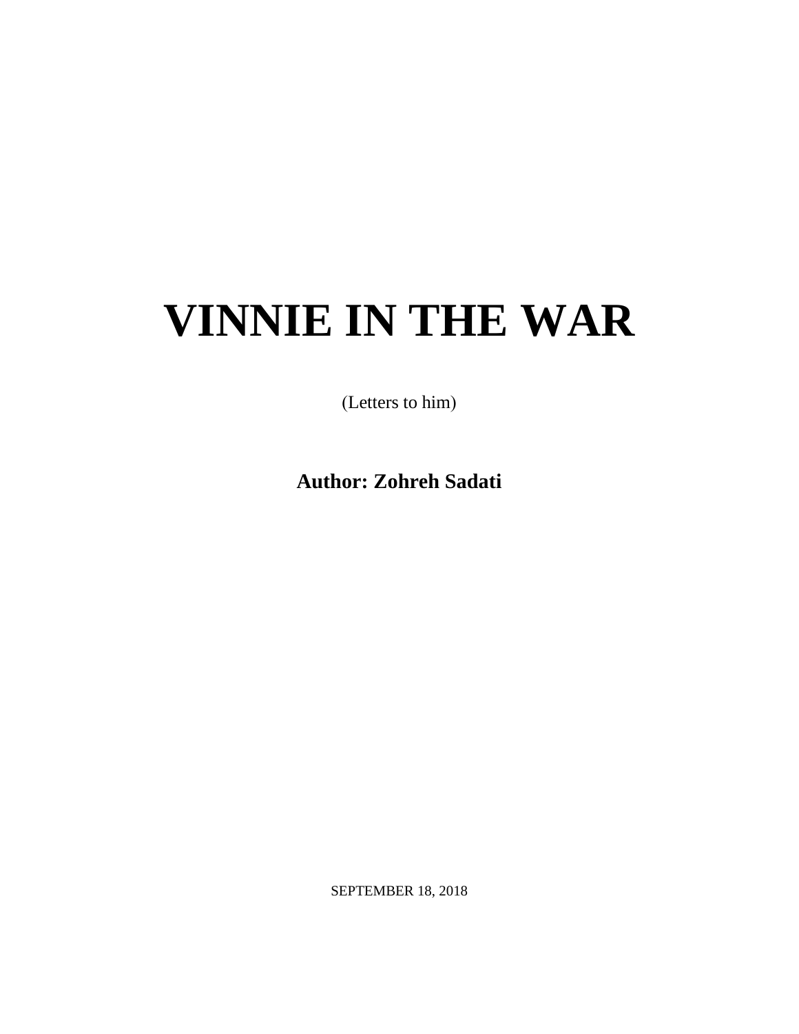# VINNIE IN THE WAR

(Letters to him)

**Author: Zohreh Sadati**

SEPTEMBER 18, 2018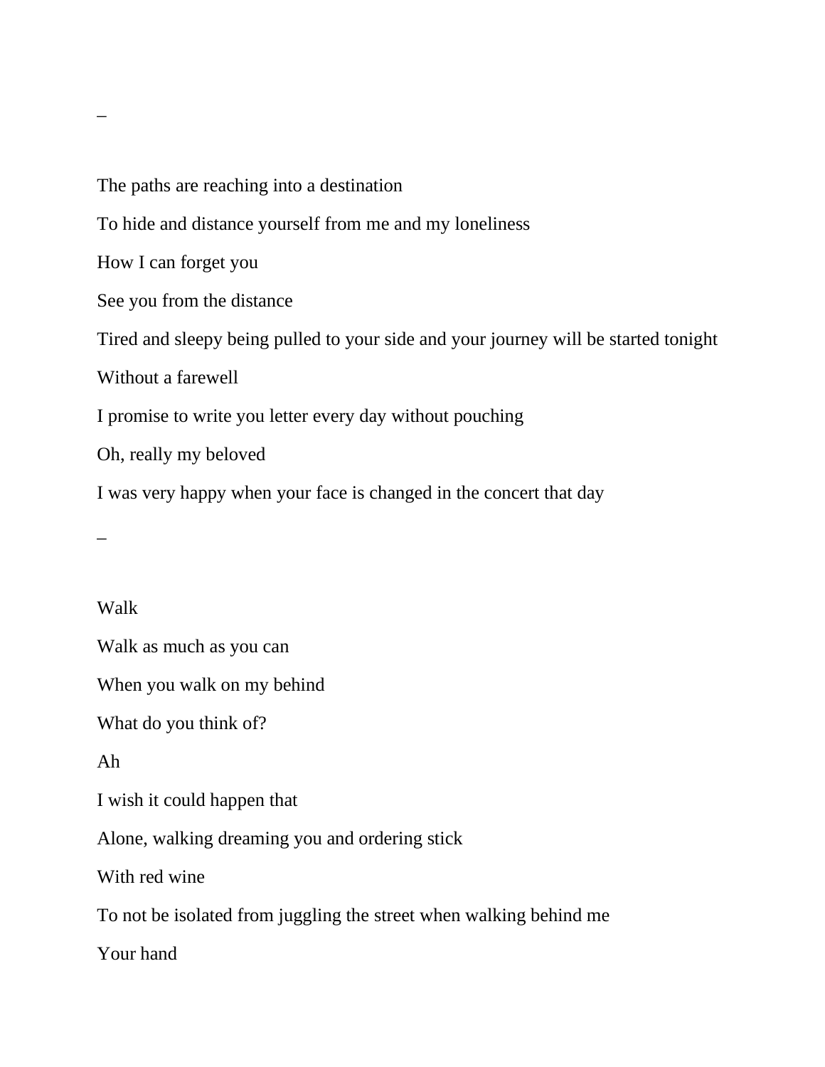–

The paths are reaching into a destination

To hide and distance yourself from me and my loneliness

How I can forget you

See you from the distance

Tired and sleepy being pulled to your side and your journey will be started tonight

Without a farewell

I promise to write you letter every day without pouching

Oh, really my beloved

I was very happy when your face is changed in the concert that day

–

Walk

Walk as much as you can

When you walk on my behind

What do you think of?

Ah

I wish it could happen that

Alone, walking dreaming you and ordering stick

With red wine

To not be isolated from juggling the street when walking behind me

Your hand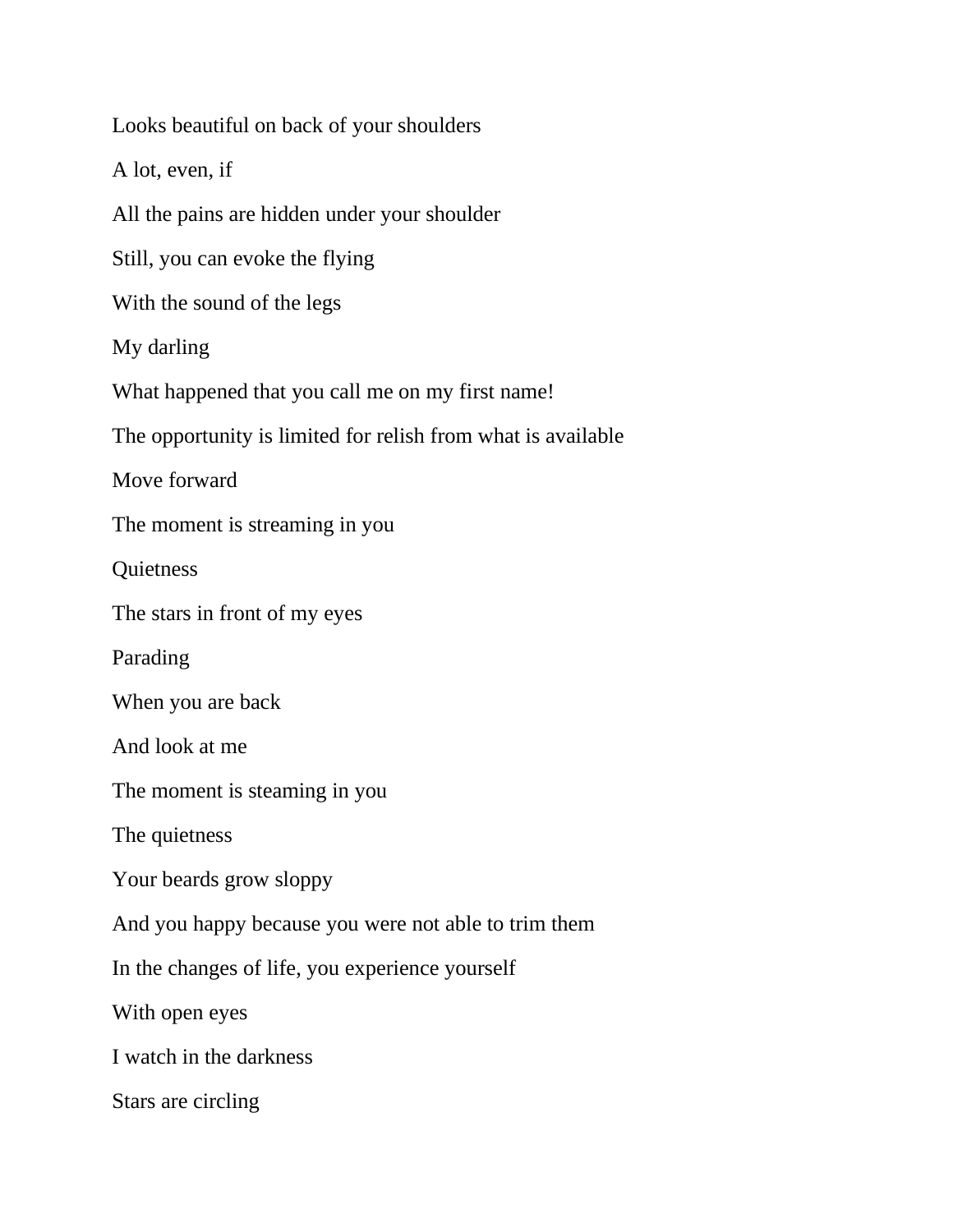Looks beautiful on back of your shoulders

A lot, even, if

All the pains are hidden under your shoulder

Still, you can evoke the flying

With the sound of the legs

My darling

What happened that you call me on my first name!

The opportunity is limited for relish from what is available

Move forward

The moment is streaming in you

Quietness

The stars in front of my eyes

Parading

When you are back

And look at me

The moment is steaming in you

The quietness

Your beards grow sloppy

And you happy because you were not able to trim them

In the changes of life, you experience yourself

With open eyes

I watch in the darkness

Stars are circling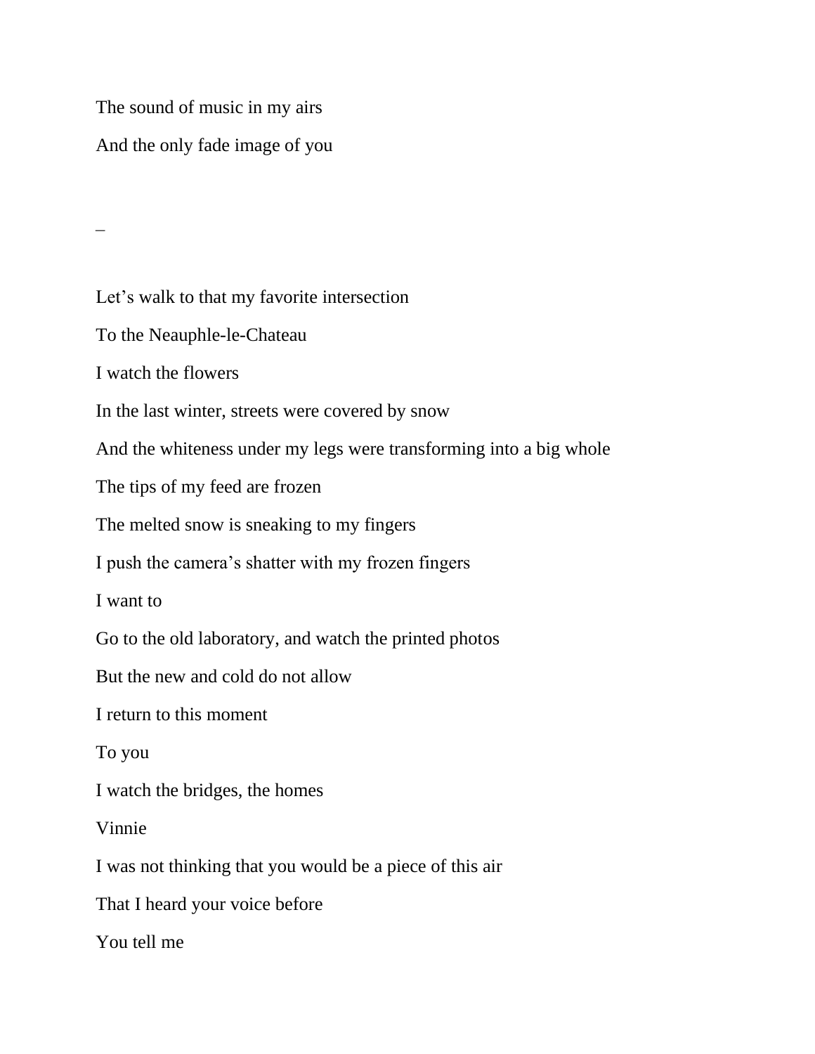The sound of music in my airs

And the only fade image of you

–

Let's walk to that my favorite intersection

To the Neauphle-le-Chateau

I watch the flowers

In the last winter, streets were covered by snow

And the whiteness under my legs were transforming into a big whole

The tips of my feed are frozen

The melted snow is sneaking to my fingers

I push the camera's shatter with my frozen fingers

I want to

Go to the old laboratory, and watch the printed photos

But the new and cold do not allow

I return to this moment

To you

I watch the bridges, the homes

Vinnie

I was not thinking that you would be a piece of this air

That I heard your voice before

You tell me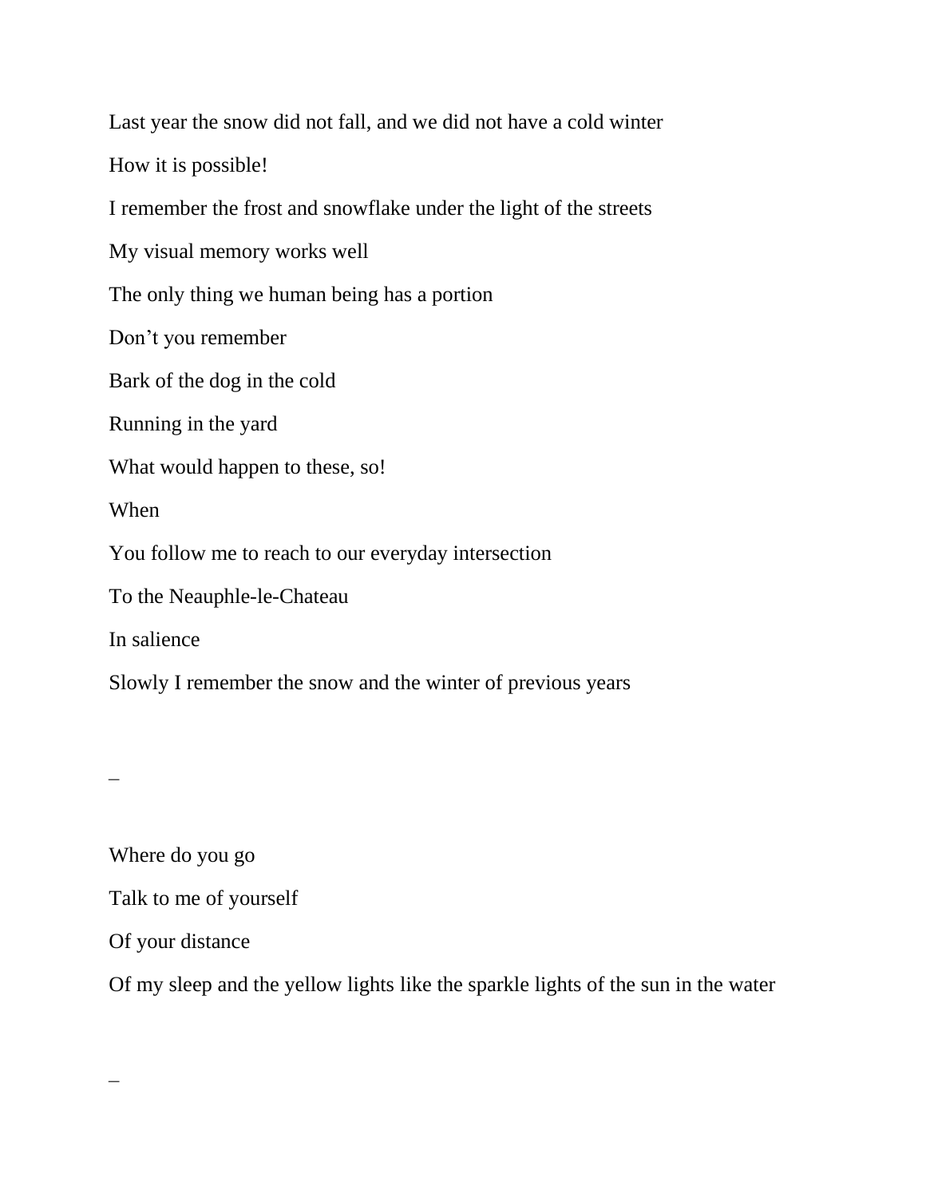Last year the snow did not fall, and we did not have a cold winter

How it is possible!

I remember the frost and snowflake under the light of the streets

My visual memory works well

The only thing we human being has a portion

Don't you remember

Bark of the dog in the cold

Running in the yard

What would happen to these, so!

When

You follow me to reach to our everyday intersection

To the Neauphle-le-Chateau

In salience

Slowly I remember the snow and the winter of previous years

–

Where do you go

Talk to me of yourself

Of your distance

Of my sleep and the yellow lights like the sparkle lights of the sun in the water

–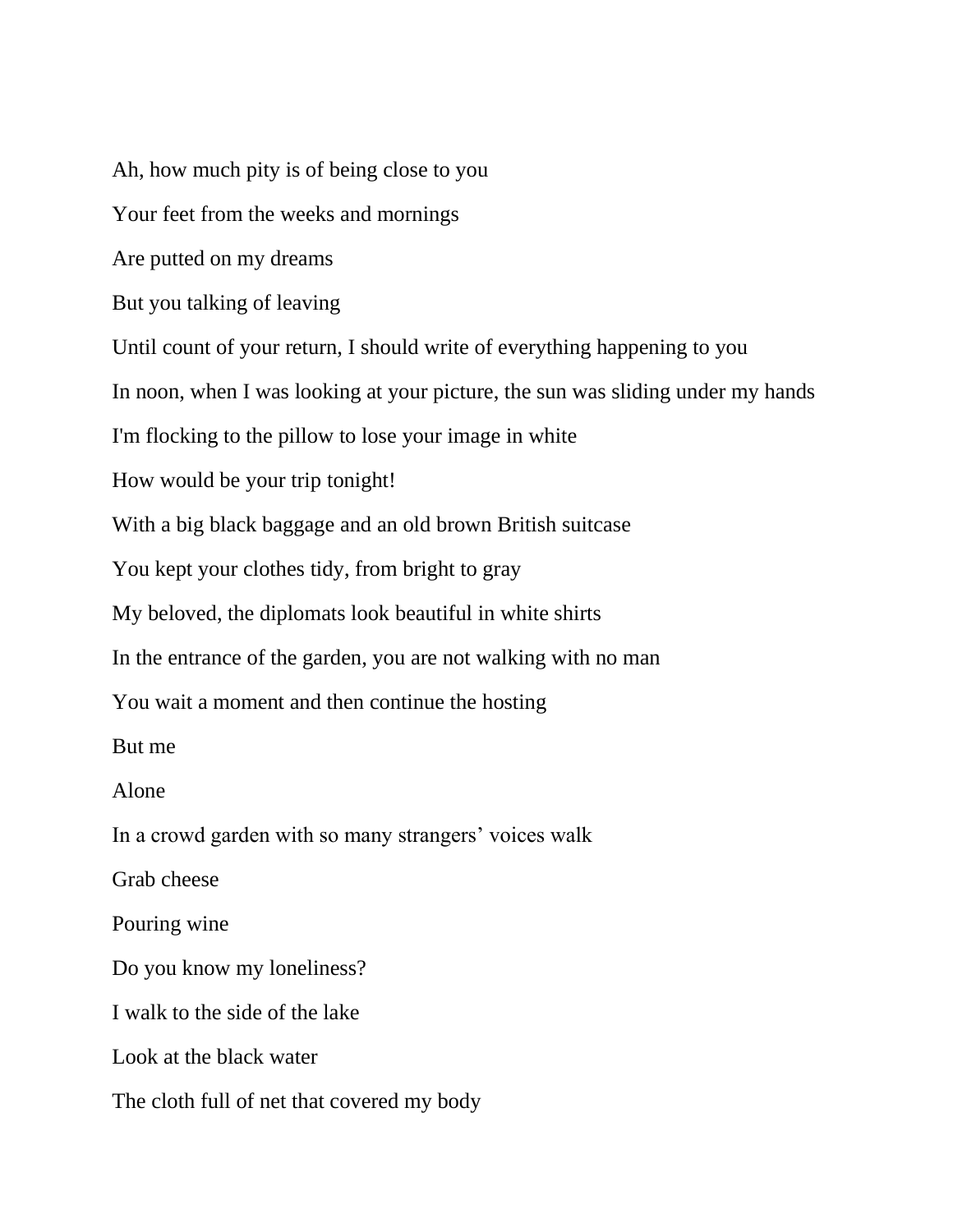Ah, how much pity is of being close to you

Your feet from the weeks and mornings

Are putted on my dreams

But you talking of leaving

Until count of your return, I should write of everything happening to you

In noon, when I was looking at your picture, the sun was sliding under my hands

I'm flocking to the pillow to lose your image in white

How would be your trip tonight!

With a big black baggage and an old brown British suitcase

You kept your clothes tidy, from bright to gray

My beloved, the diplomats look beautiful in white shirts

In the entrance of the garden, you are not walking with no man

You wait a moment and then continue the hosting

But me

Alone

In a crowd garden with so many strangers' voices walk

Grab cheese

Pouring wine

Do you know my loneliness?

I walk to the side of the lake

Look at the black water

The cloth full of net that covered my body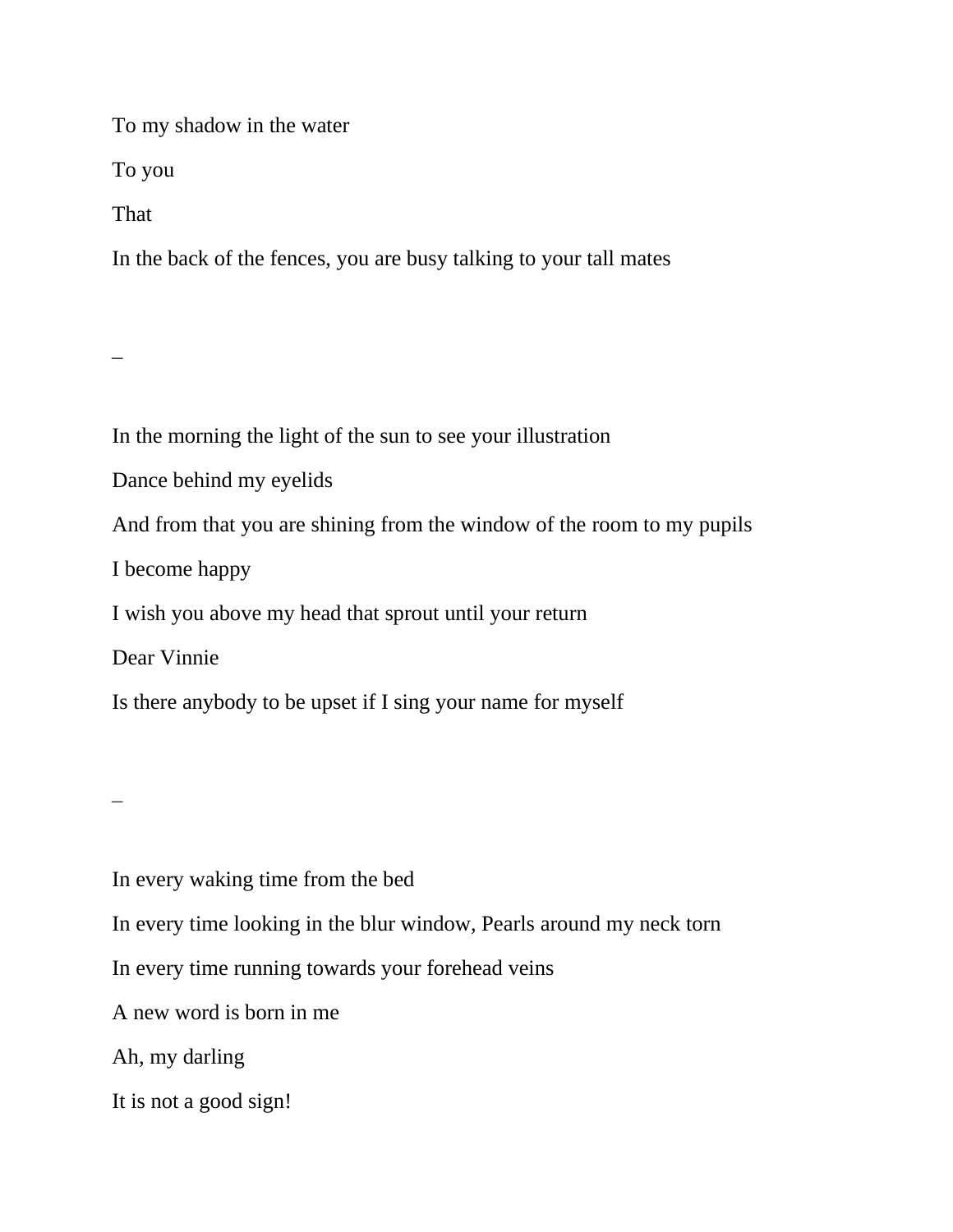To my shadow in the water

To you

That

In the back of the fences, you are busy talking to your tall mates

–

In the morning the light of the sun to see your illustration

Dance behind my eyelids

And from that you are shining from the window of the room to my pupils

I become happy

I wish you above my head that sprout until your return

Dear Vinnie

Is there anybody to be upset if I sing your name for myself

–

In every waking time from the bed

In every time looking in the blur window, Pearls around my neck torn

In every time running towards your forehead veins

A new word is born in me

Ah, my darling

It is not a good sign!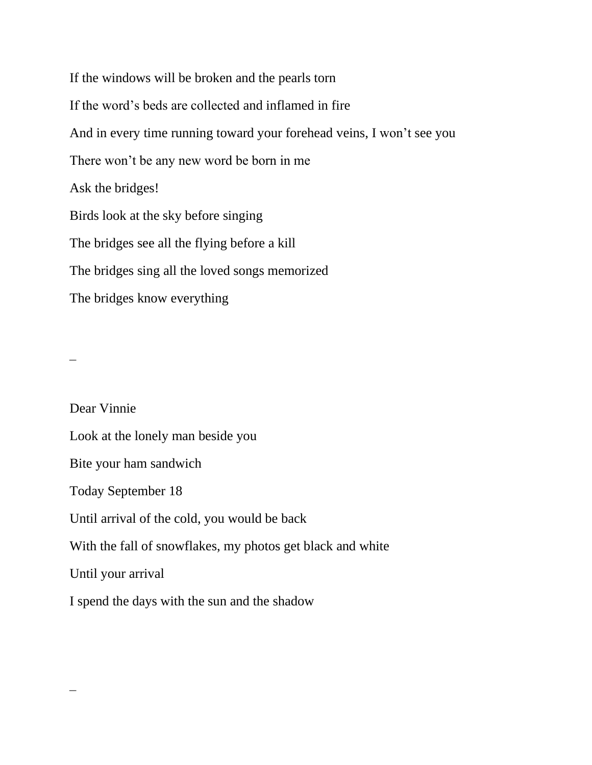If the windows will be broken and the pearls torn

If the word's beds are collected and inflamed in fire

And in every time running toward your forehead veins, I won't see you

There won't be any new word be born in me

Ask the bridges!

Birds look at the sky before singing

The bridges see all the flying before a kill

The bridges sing all the loved songs memorized

The bridges know everything

–

Dear Vinnie

Look at the lonely man beside you

Bite your ham sandwich

Today September 18

Until arrival of the cold, you would be back

With the fall of snowflakes, my photos get black and white

Until your arrival

I spend the days with the sun and the shadow

–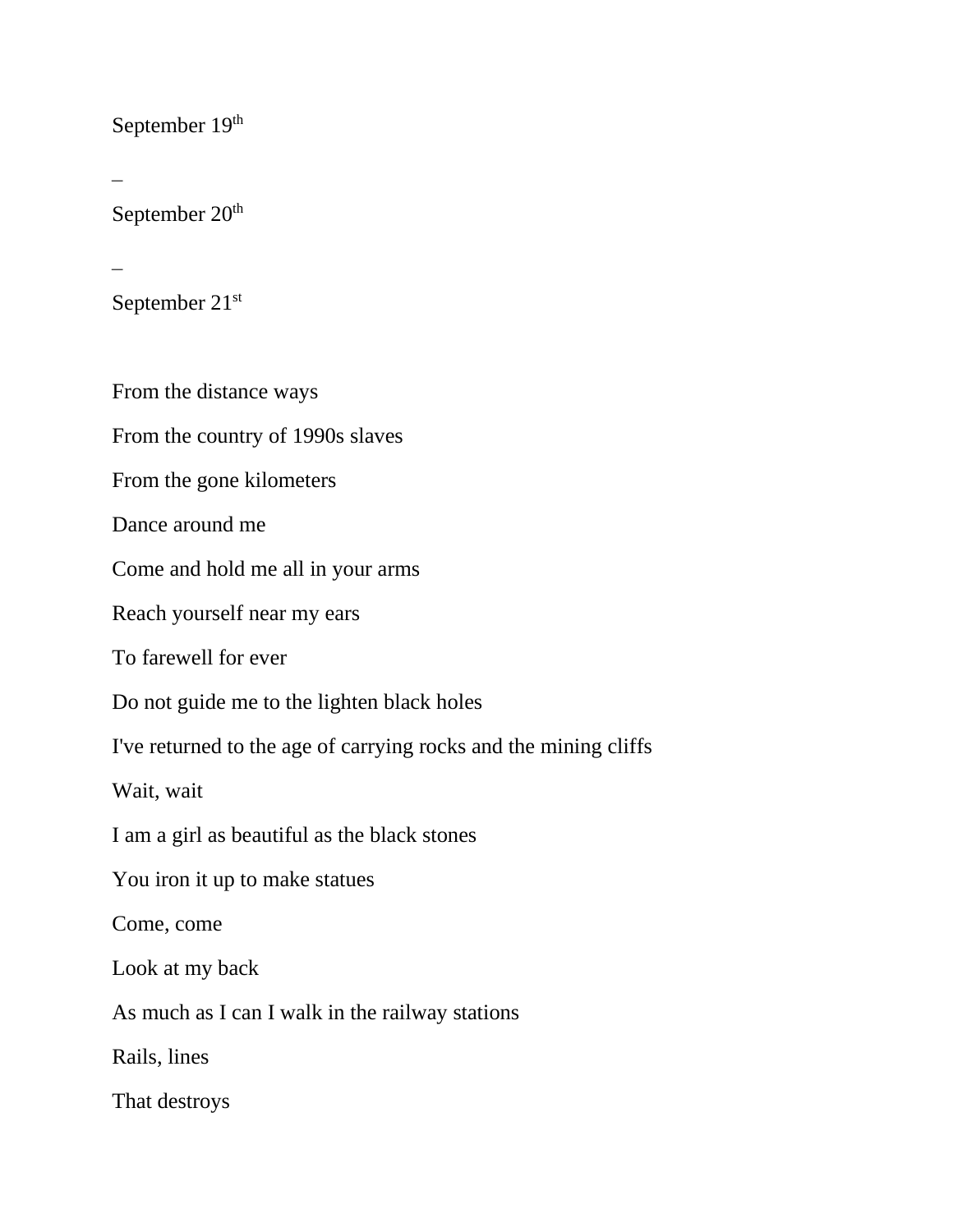September 19th

–

September 20th

–

September 21st

From the distance ways

From the country of 1990s slaves

From the gone kilometers

Dance around me

Come and hold me all in your arms

Reach yourself near my ears

To farewell for ever

Do not guide me to the lighten black holes

I've returned to the age of carrying rocks and the mining cliffs

Wait, wait

I am a girl as beautiful as the black stones

You iron it up to make statues

Come, come

Look at my back

As much as I can I walk in the railway stations

Rails, lines

That destroys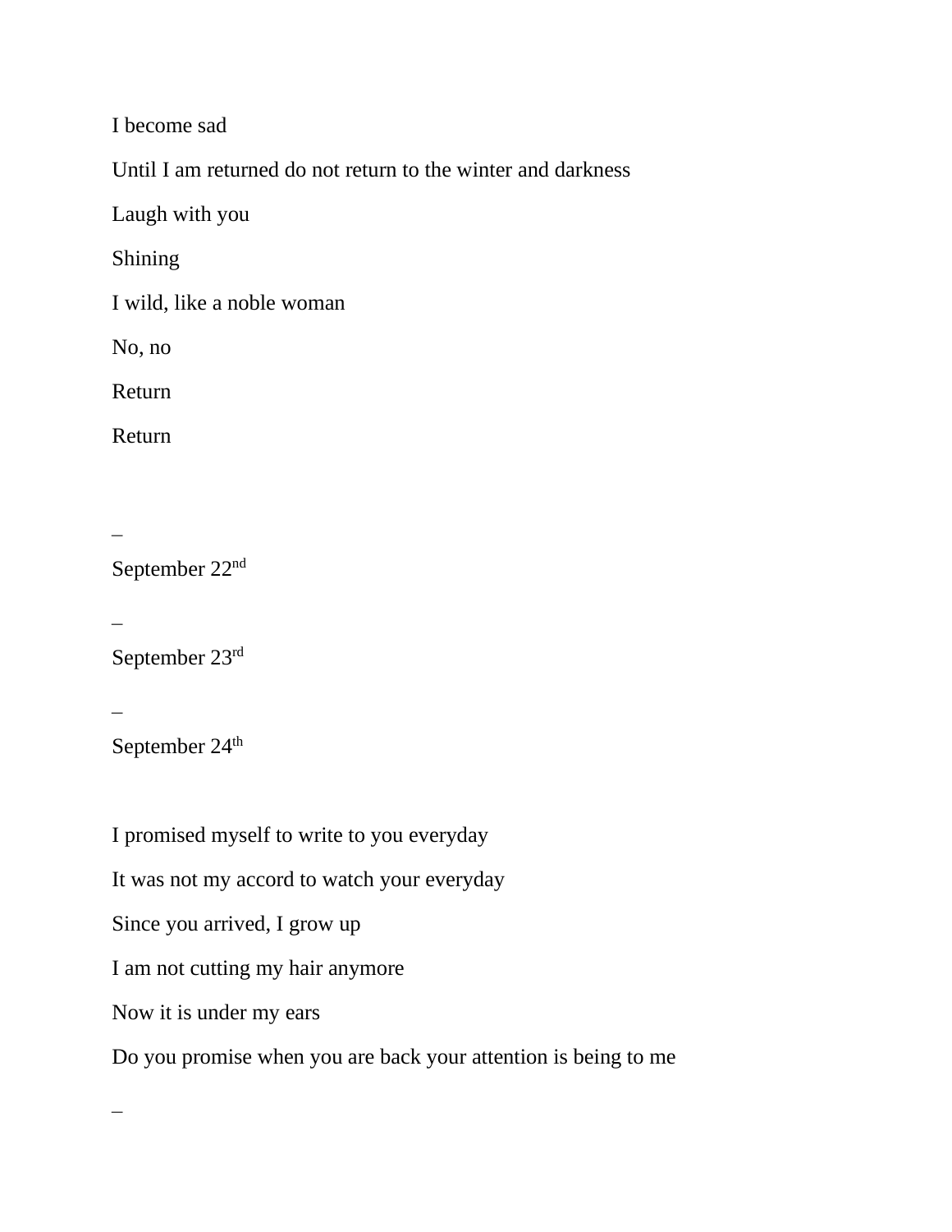I become sad

Until I am returned do not return to the winter and darkness

Laugh with you

Shining

I wild, like a noble woman

No, no

Return

Return

–

September 22nd

–

September 23rd

–

September 24th

I promised myself to write to you everyday

It was not my accord to watch your everyday

Since you arrived, I grow up

I am not cutting my hair anymore

Now it is under my ears

Do you promise when you are back your attention is being to me

–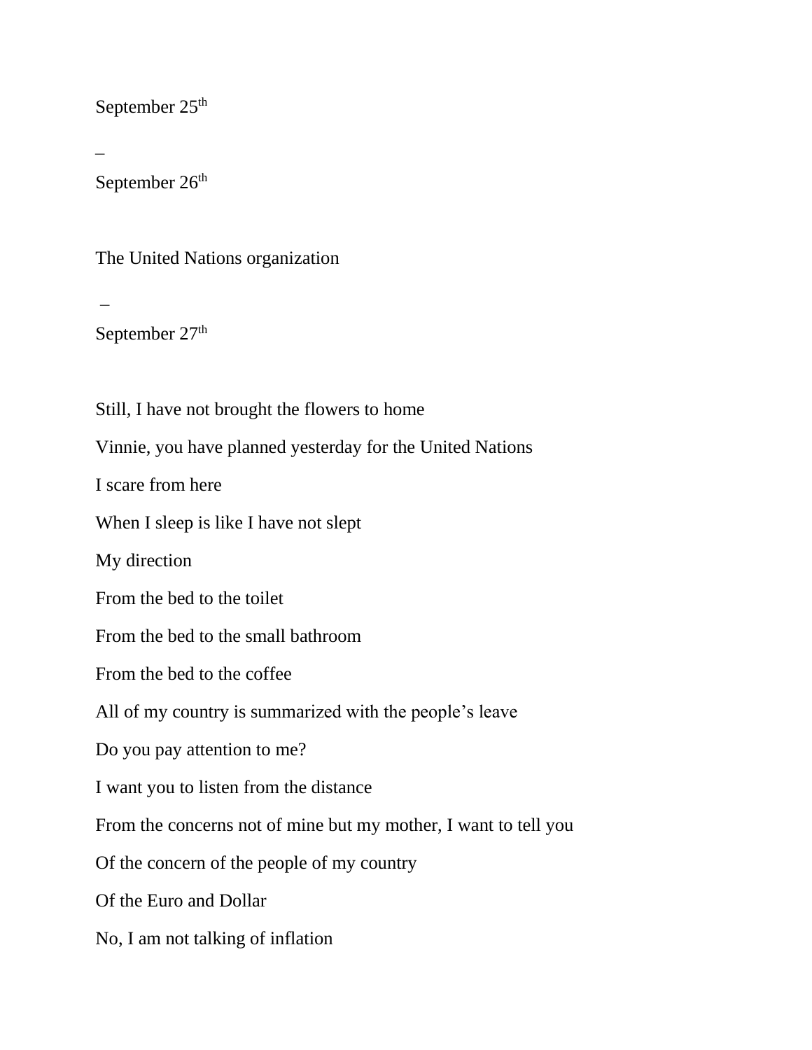September 25th

–

September 26th

The United Nations organization

–

September 27th

Still, I have not brought the flowers to home

Vinnie, you have planned yesterday for the United Nations

I scare from here

When I sleep is like I have not slept

My direction

From the bed to the toilet

From the bed to the small bathroom

From the bed to the coffee

All of my country is summarized with the people's leave

Do you pay attention to me?

I want you to listen from the distance

From the concerns not of mine but my mother, I want to tell you

Of the concern of the people of my country

Of the Euro and Dollar

No, I am not talking of inflation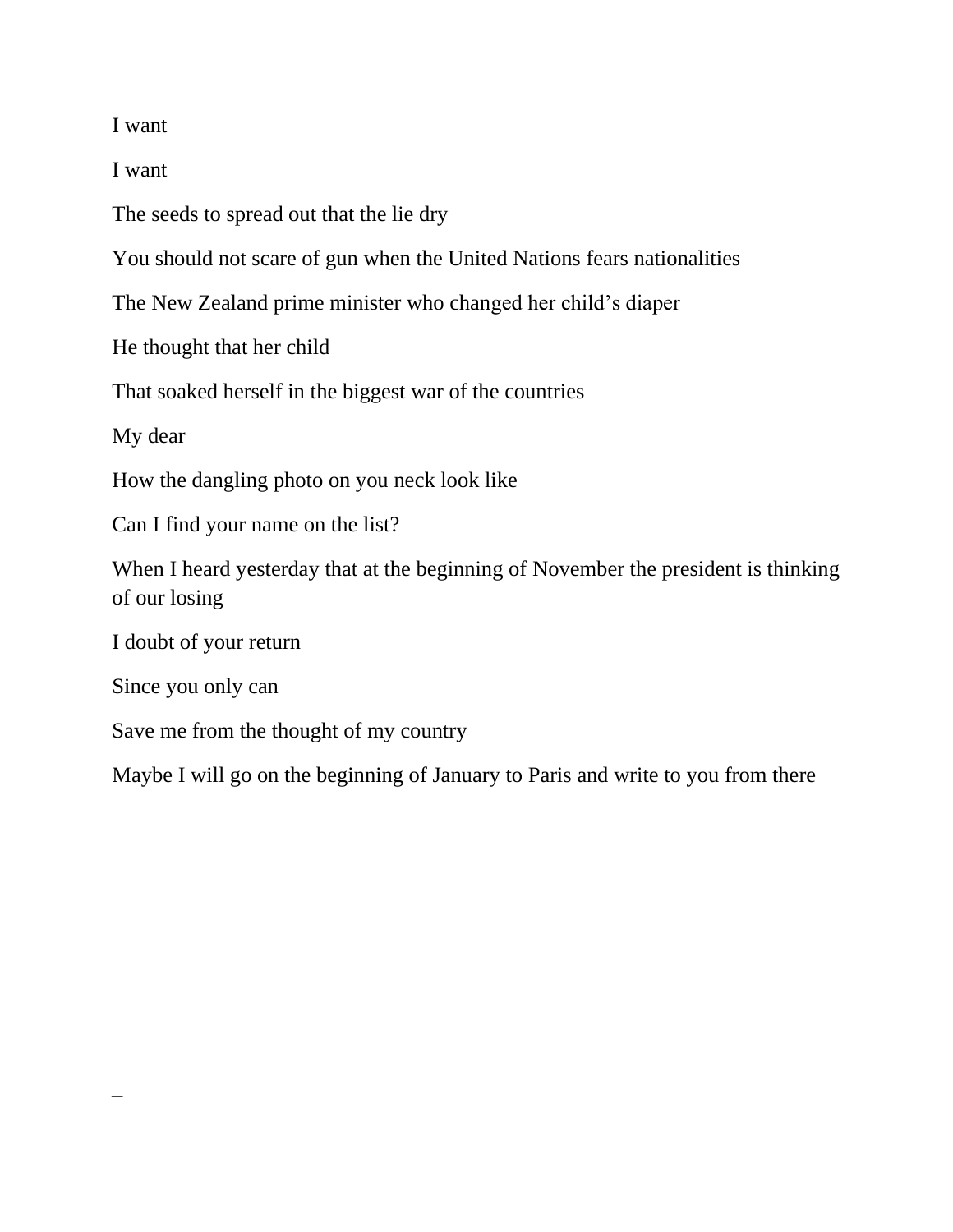I want

I want

The seeds to spread out that the lie dry

You should not scare of gun when the United Nations fears nationalities

The New Zealand prime minister who changed her child's diaper

He thought that her child

That soaked herself in the biggest war of the countries

My dear

How the dangling photo on you neck look like

Can I find your name on the list?

When I heard yesterday that at the beginning of November the president is thinking of our losing

I doubt of your return

Since you only can

Save me from the thought of my country

Maybe I will go on the beginning of January to Paris and write to you from there

_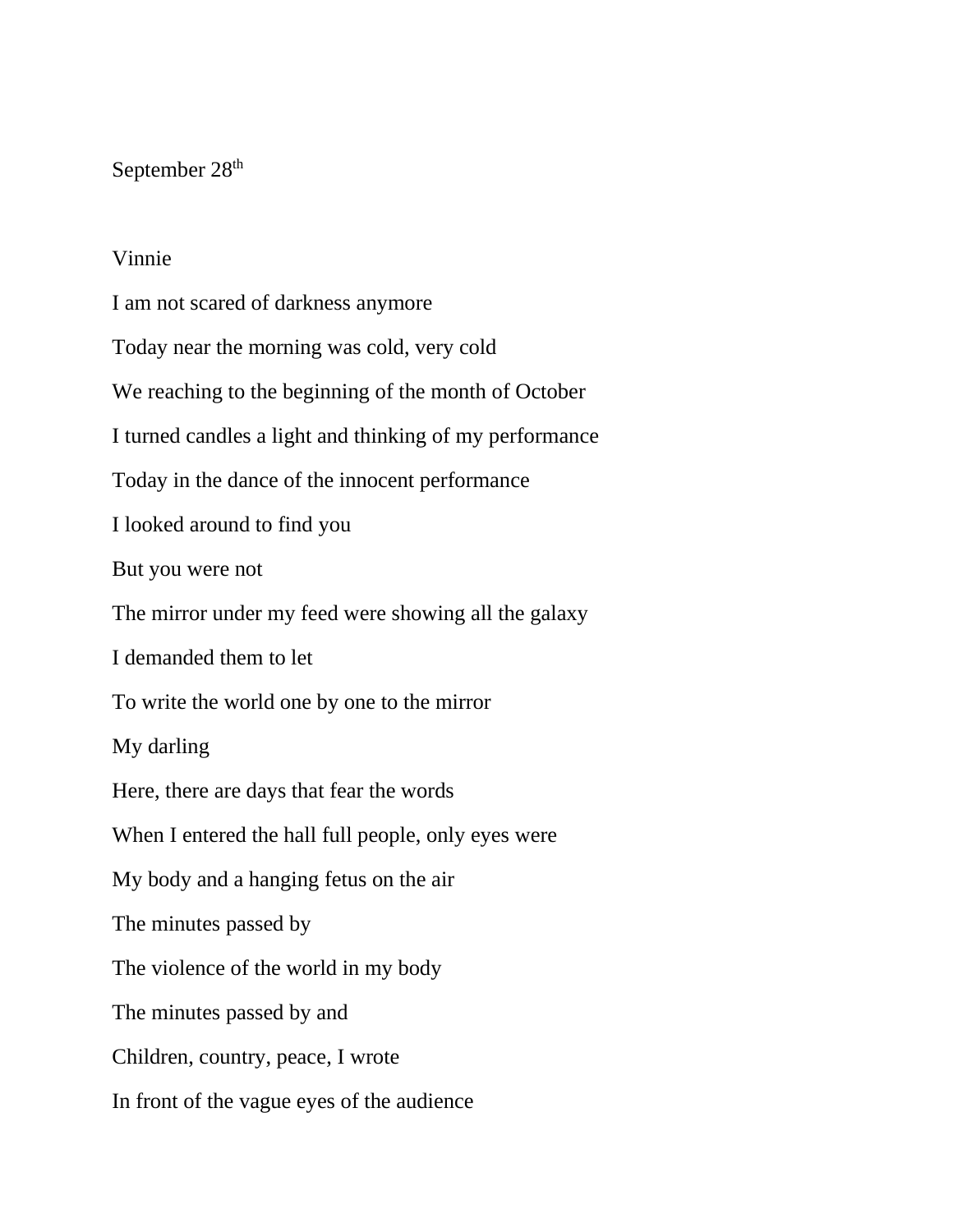September 28th

Vinnie

I am not scared of darkness anymore

Today near the morning was cold, very cold

We reaching to the beginning of the month of October

I turned candles a light and thinking of my performance

Today in the dance of the innocent performance

I looked around to find you

But you were not

The mirror under my feed were showing all the galaxy

I demanded them to let

To write the world one by one to the mirror

My darling

Here, there are days that fear the words

When I entered the hall full people, only eyes were

My body and a hanging fetus on the air

The minutes passed by

The violence of the world in my body

The minutes passed by and

Children, country, peace, I wrote

In front of the vague eyes of the audience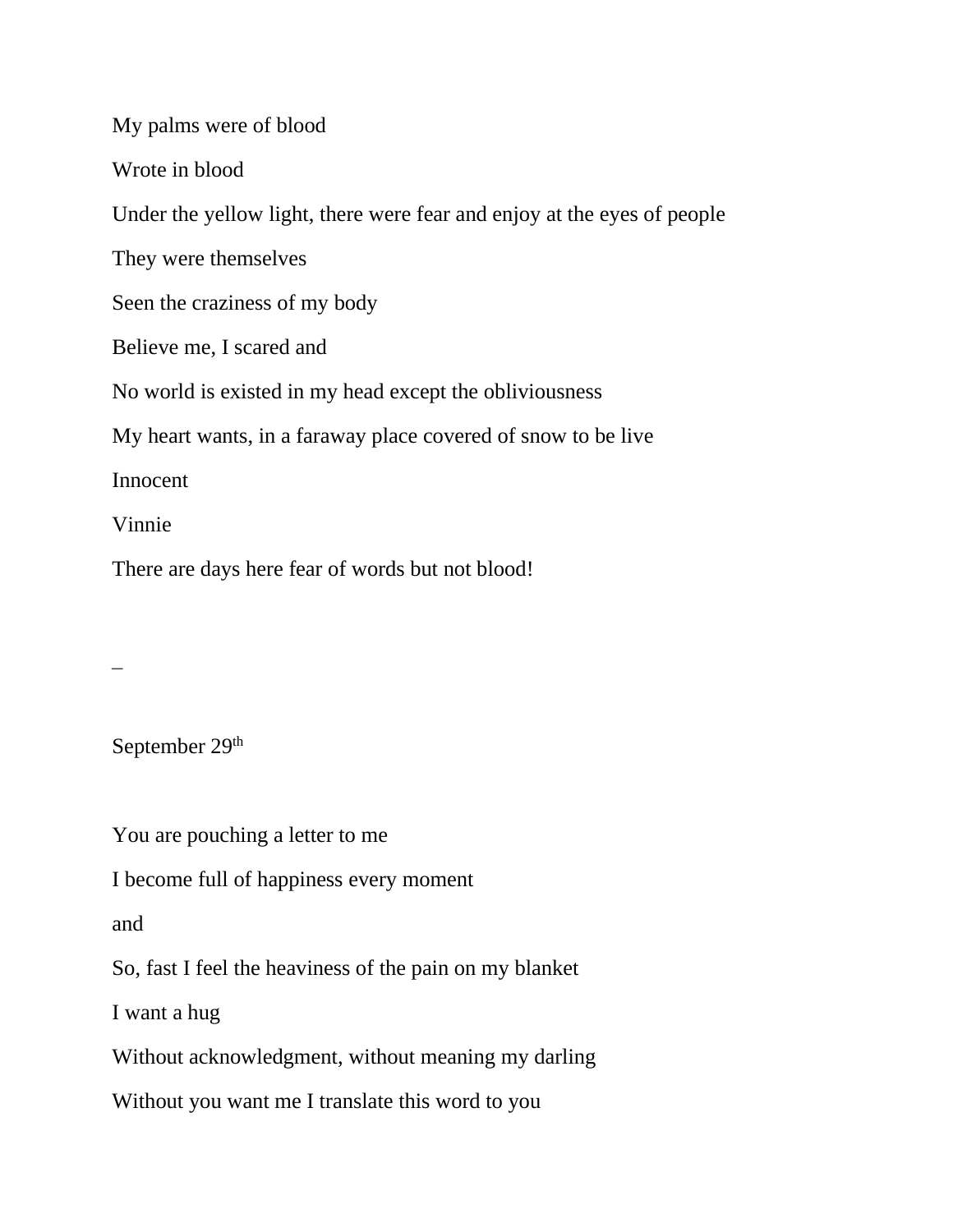My palms were of blood

Wrote in blood

Under the yellow light, there were fear and enjoy at the eyes of people

They were themselves

Seen the craziness of my body

Believe me, I scared and

No world is existed in my head except the obliviousness

My heart wants, in a faraway place covered of snow to be live

Innocent

Vinnie

There are days here fear of words but not blood!

_

September 29th

You are pouching a letter to me

I become full of happiness every moment

and

So, fast I feel the heaviness of the pain on my blanket

I want a hug

Without acknowledgment, without meaning my darling

Without you want me I translate this word to you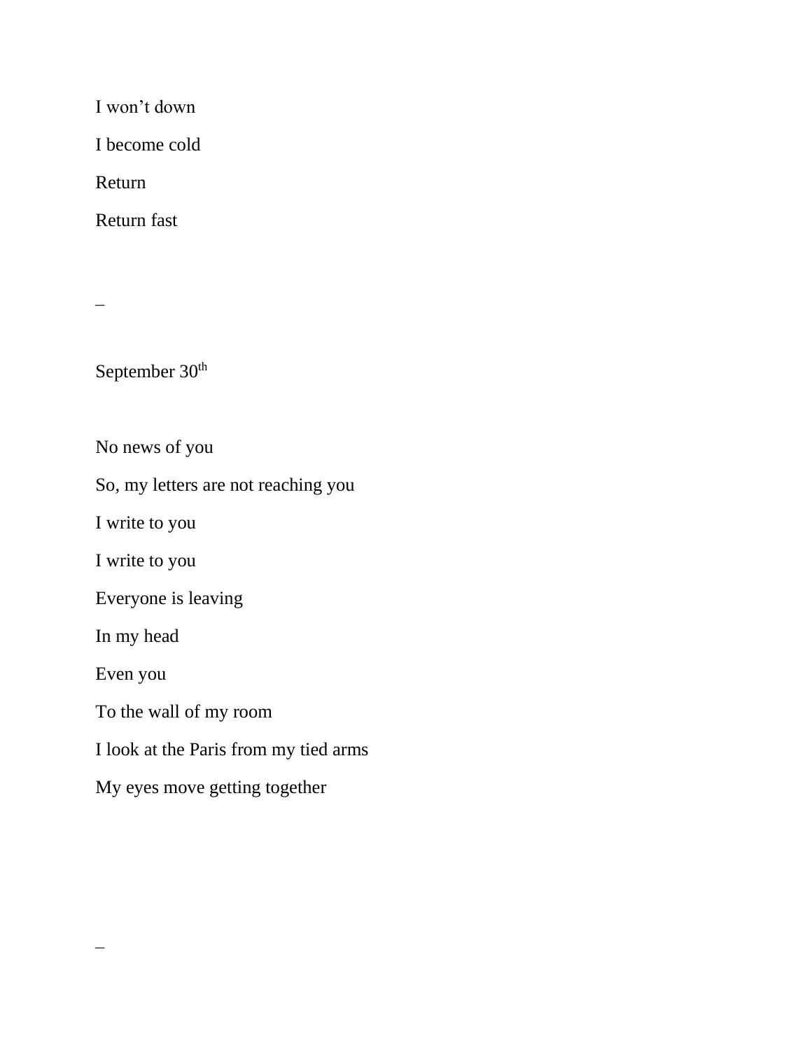I won't down

I become cold

Return

Return fast

–

September 30th

No news of you

So, my letters are not reaching you

I write to you

I write to you

Everyone is leaving

In my head

Even you

To the wall of my room

I look at the Paris from my tied arms

My eyes move getting together

–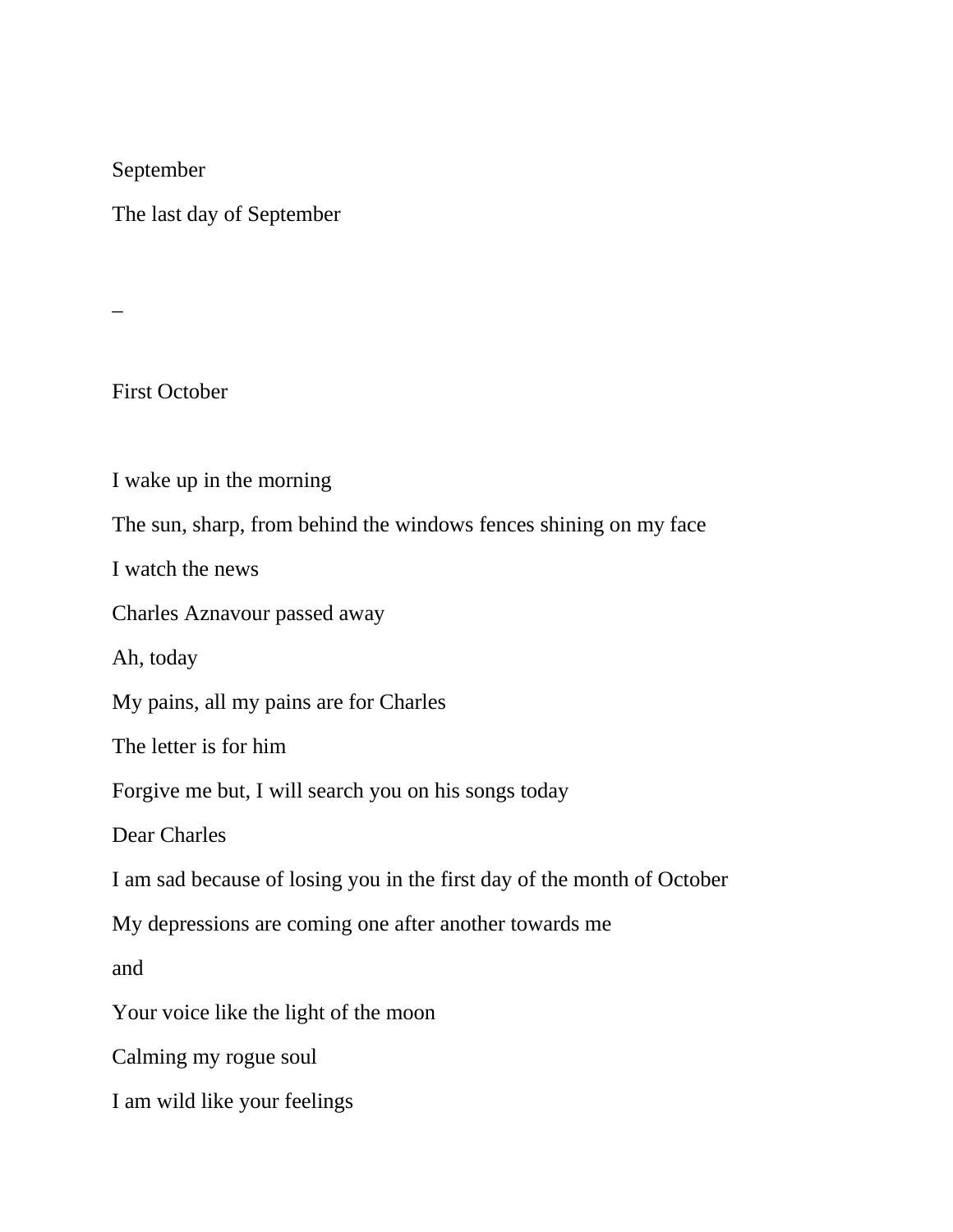September

The last day of September

–

First October

I wake up in the morning

The sun, sharp, from behind the windows fences shining on my face

I watch the news

Charles Aznavour passed away

Ah, today

My pains, all my pains are for Charles

The letter is for him

Forgive me but, I will search you on his songs today

Dear Charles

I am sad because of losing you in the first day of the month of October

My depressions are coming one after another towards me

and

Your voice like the light of the moon

Calming my rogue soul

I am wild like your feelings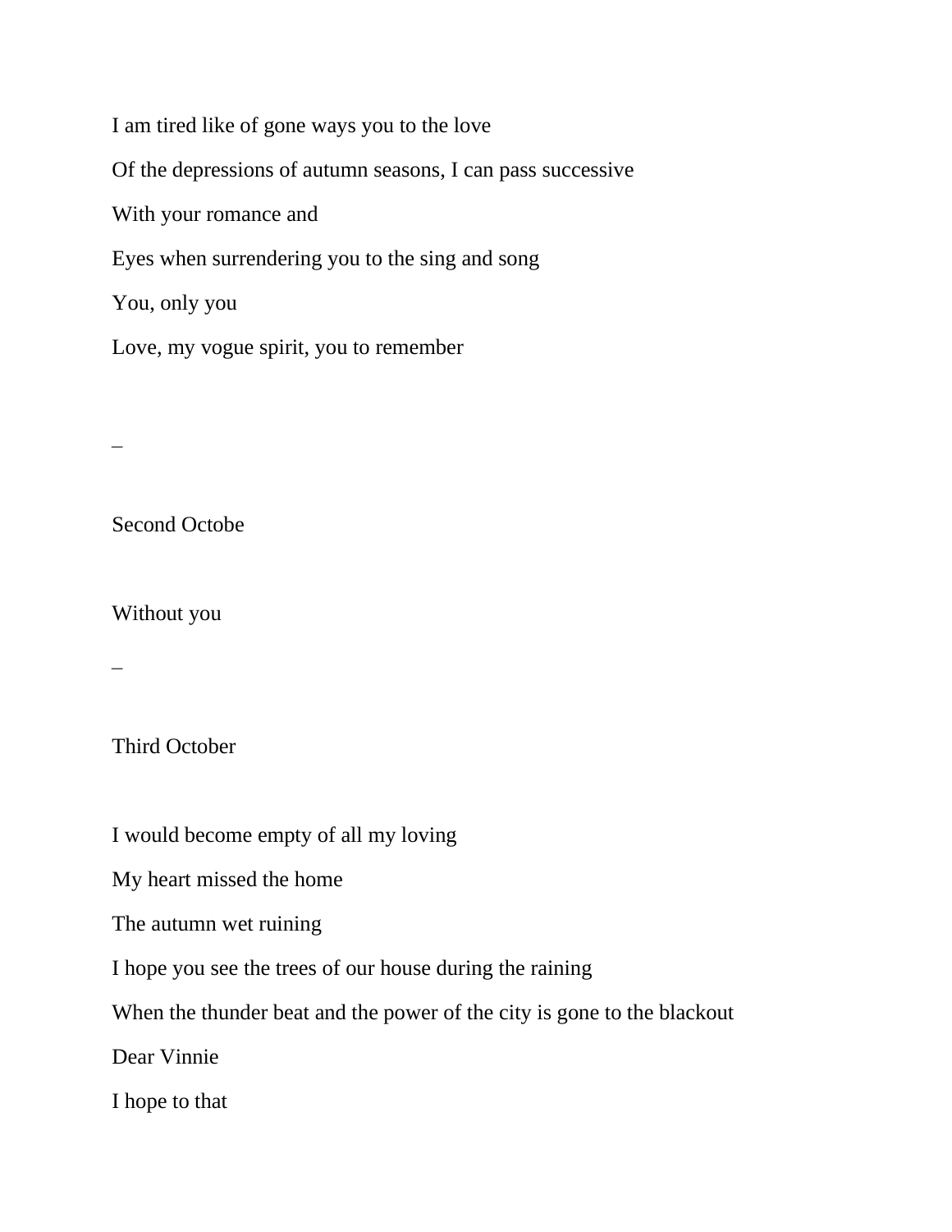I am tired like of gone ways you to the love

Of the depressions of autumn seasons, I can pass successive

With your romance and

Eyes when surrendering you to the sing and song

You, only you

Love, my vogue spirit, you to remember

_

Second Octobe

Without you

_

Third October

I would become empty of all my loving

My heart missed the home

The autumn wet ruining

I hope you see the trees of our house during the raining

When the thunder beat and the power of the city is gone to the blackout

Dear Vinnie

I hope to that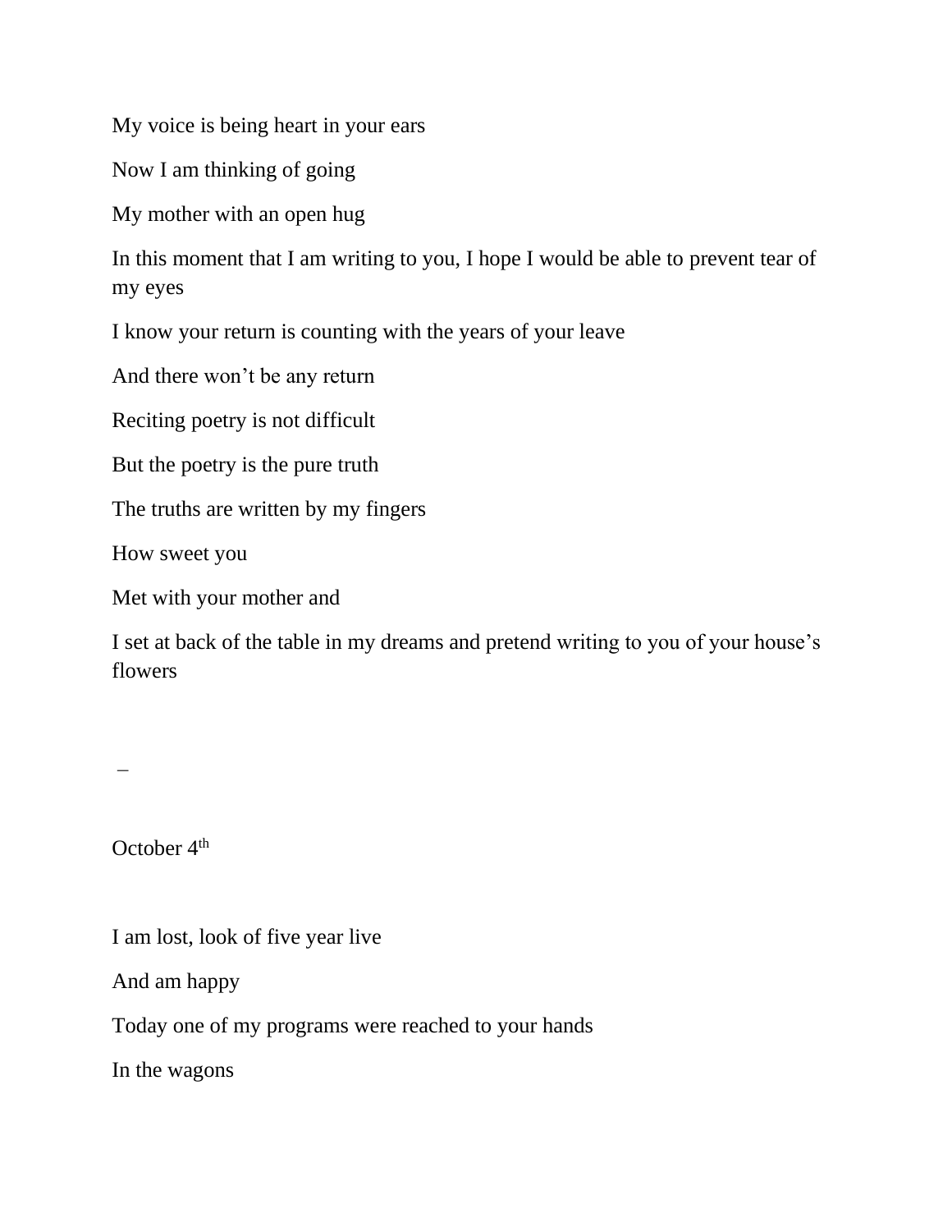My voice is being heart in your ears

Now I am thinking of going

My mother with an open hug

In this moment that I am writing to you, I hope I would be able to prevent tear of my eyes

I know your return is counting with the years of your leave

And there won't be any return

Reciting poetry is not difficult

But the poetry is the pure truth

The truths are written by my fingers

How sweet you

Met with your mother and

I set at back of the table in my dreams and pretend writing to you of your house's flowers

–

October 4th

I am lost, look of five year live

And am happy

Today one of my programs were reached to your hands

In the wagons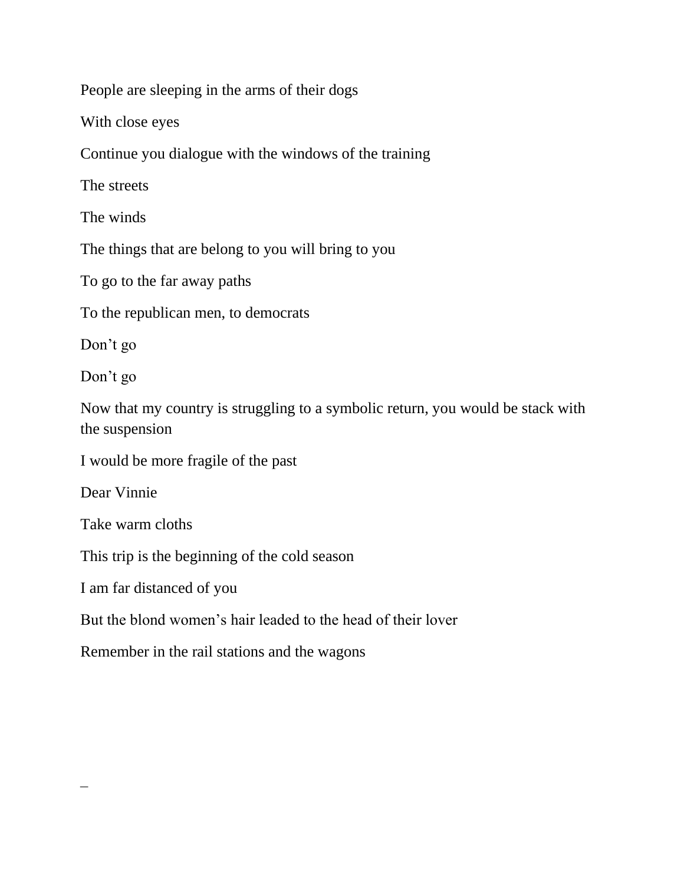People are sleeping in the arms of their dogs

With close eyes

Continue you dialogue with the windows of the training

The streets

The winds

The things that are belong to you will bring to you

To go to the far away paths

To the republican men, to democrats

Don't go

Don't go

Now that my country is struggling to a symbolic return, you would be stack with the suspension

I would be more fragile of the past

Dear Vinnie

Take warm cloths

This trip is the beginning of the cold season

I am far distanced of you

But the blond women's hair leaded to the head of their lover

Remember in the rail stations and the wagons

_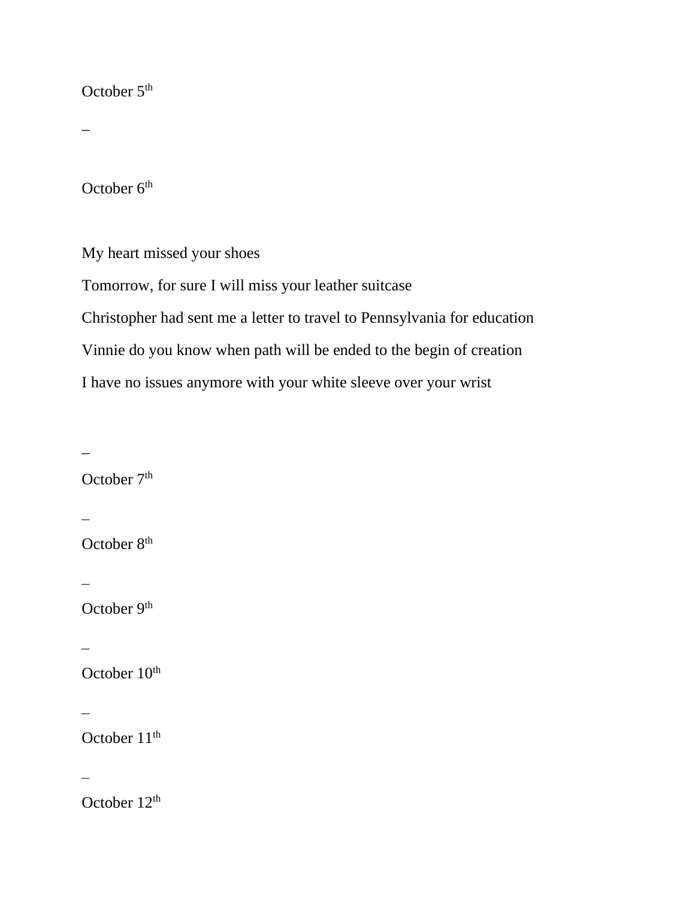October 5th

–

October 6th

My heart missed your shoes

Tomorrow, for sure I will miss your leather suitcase

Christopher had sent me a letter to travel to Pennsylvania for education

Vinnie do you know when path will be ended to the begin of creation

I have no issues anymore with your white sleeve over your wrist

–

October 7th

–

October 8th

–

October 9th

–

October 10th

–

October 11th

–

October 12th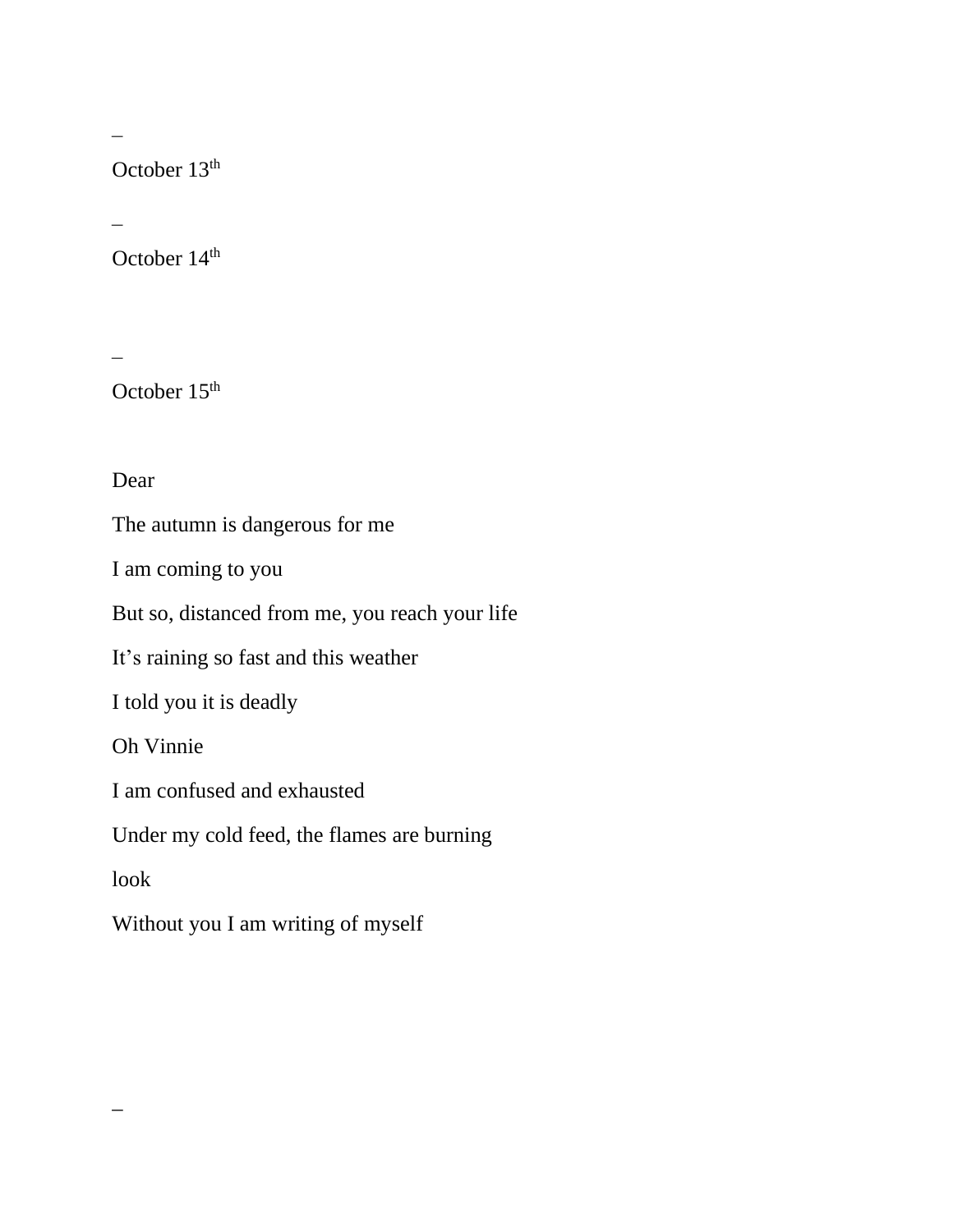–

October 13th

–

October 14th

–

October 15th

Dear

The autumn is dangerous for me

I am coming to you

But so, distanced from me, you reach your life

It's raining so fast and this weather

I told you it is deadly

Oh Vinnie

I am confused and exhausted

Under my cold feed, the flames are burning

look

Without you I am writing of myself

–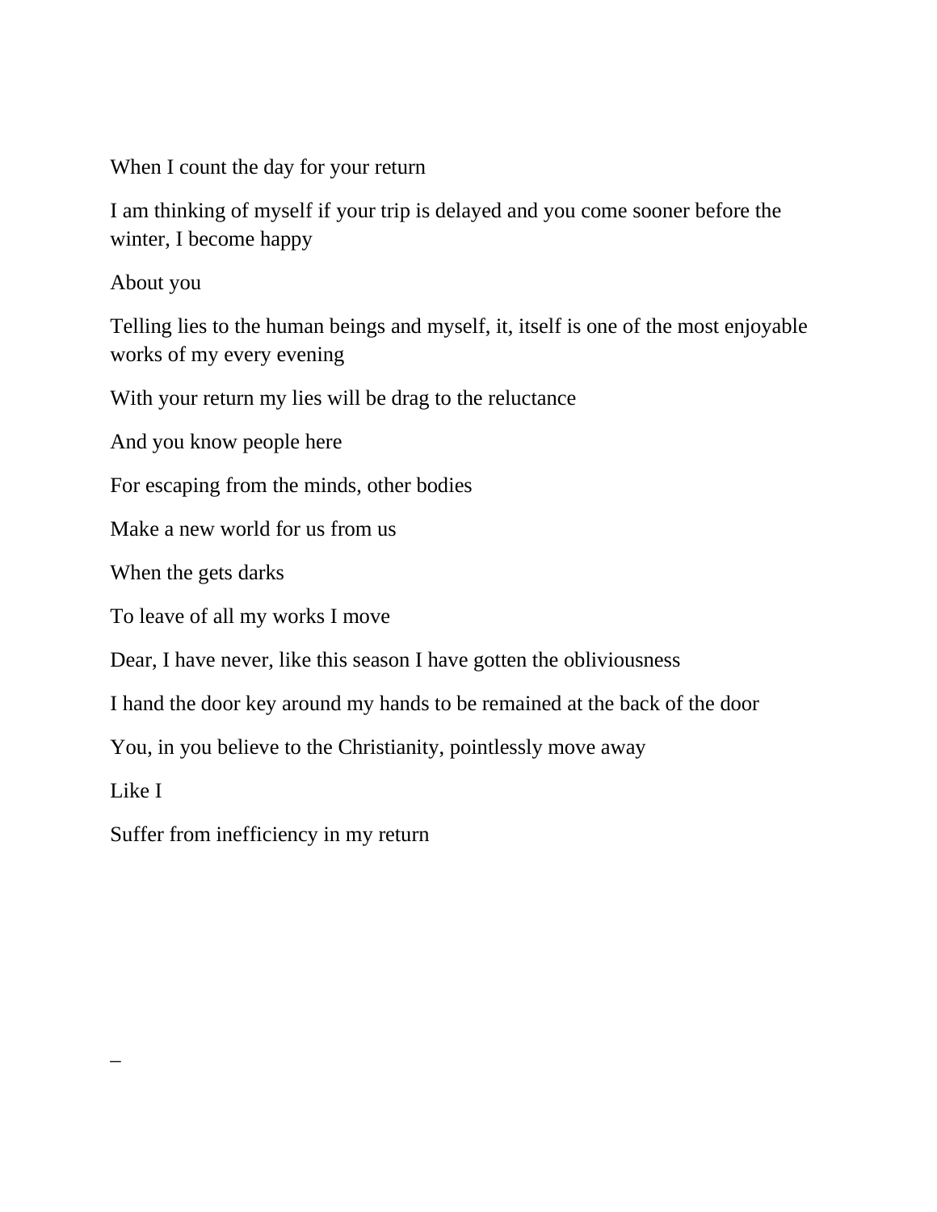When I count the day for your return

I am thinking of myself if your trip is delayed and you come sooner before the winter, I become happy

About you

Telling lies to the human beings and myself, it, itself is one of the most enjoyable works of my every evening

With your return my lies will be drag to the reluctance

And you know people here

For escaping from the minds, other bodies

Make a new world for us from us

When the gets darks

To leave of all my works I move

Dear, I have never, like this season I have gotten the obliviousness

I hand the door key around my hands to be remained at the back of the door

You, in you believe to the Christianity, pointlessly move away

Like I

Suffer from inefficiency in my return

_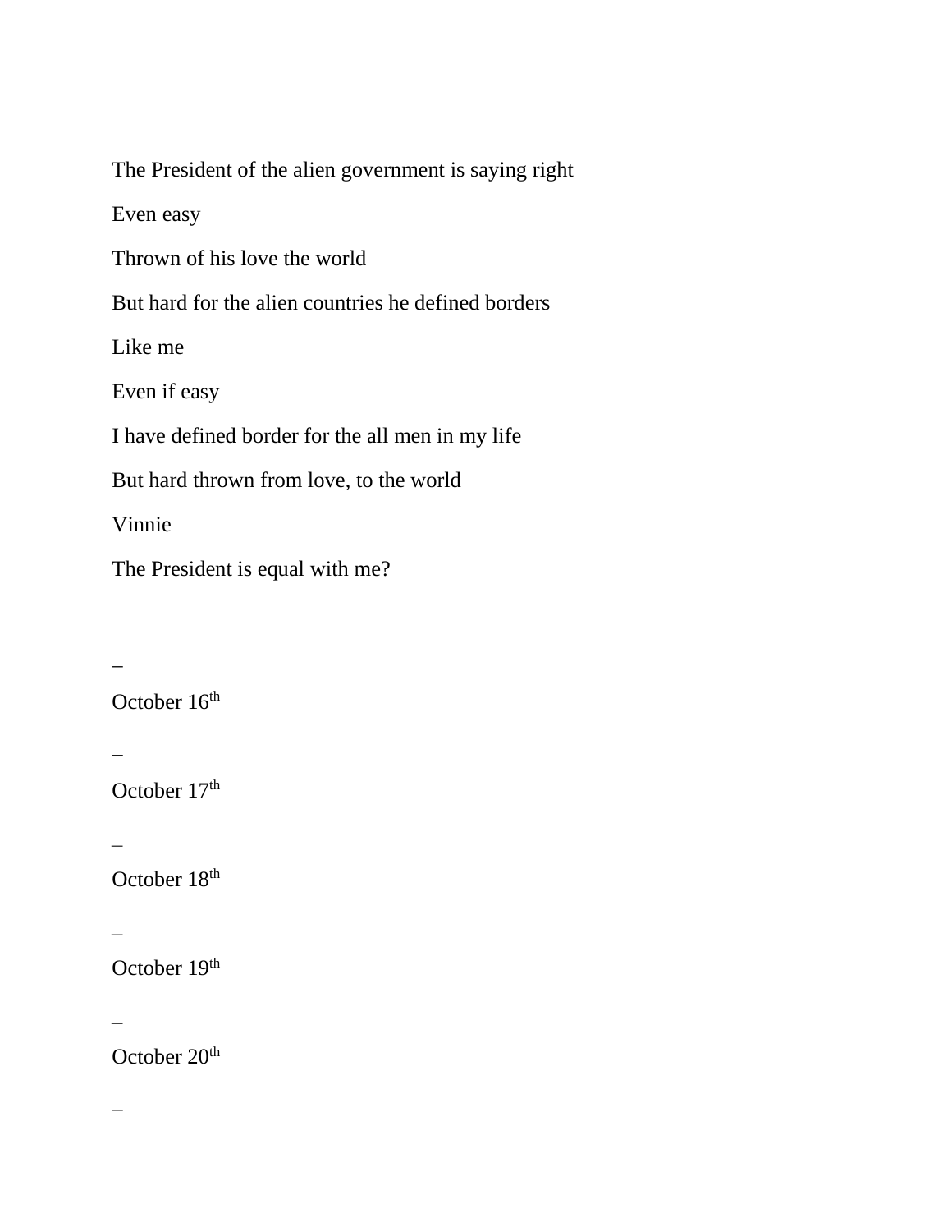The President of the alien government is saying right

Even easy

Thrown of his love the world

But hard for the alien countries he defined borders

Like me

Even if easy

I have defined border for the all men in my life

But hard thrown from love, to the world

Vinnie

The President is equal with me?

–

October 16th

–

October 17th

–

October 18th

–

October 19th

–

October 20th

–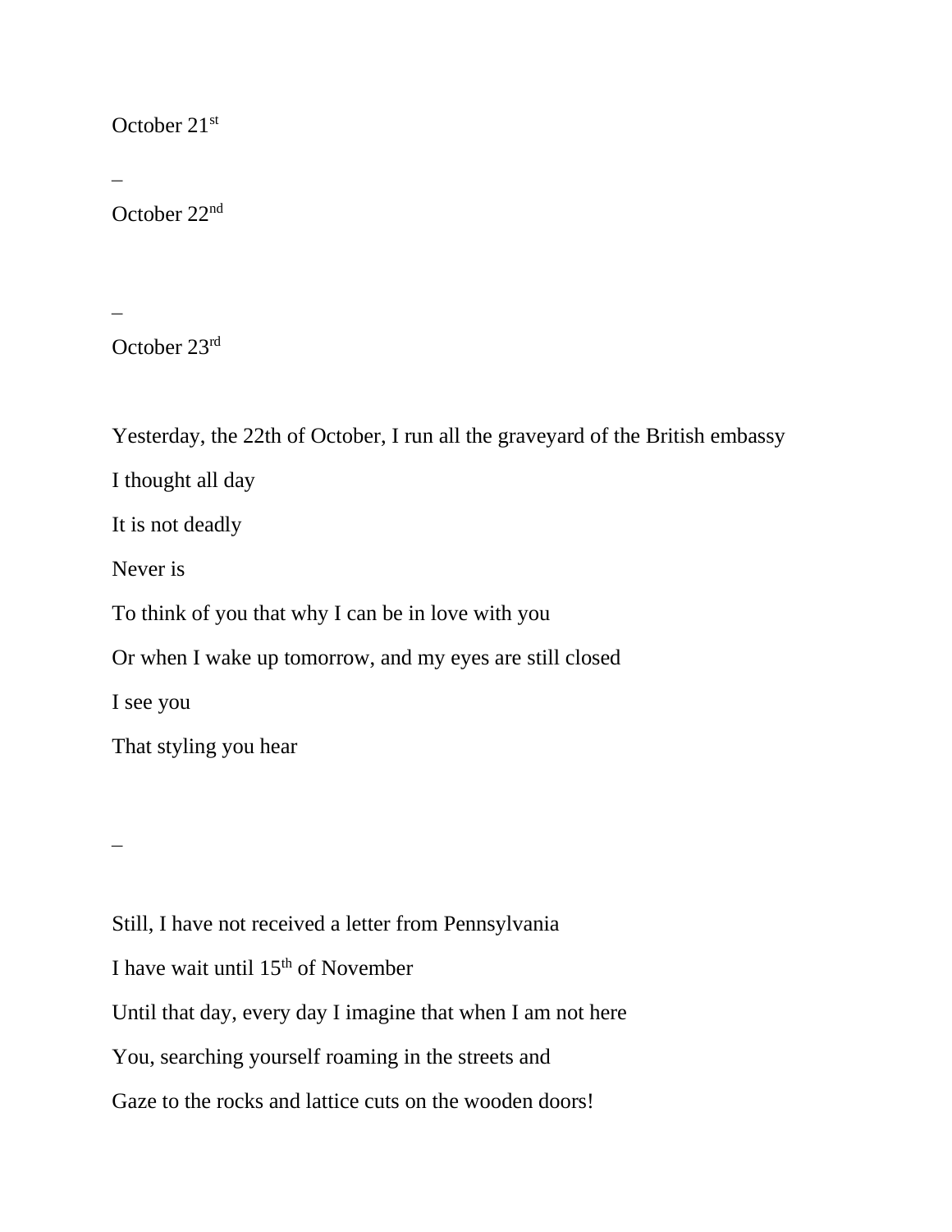October 21st

–

October 22nd

–

October 23rd

Yesterday, the 22th of October, I run all the graveyard of the British embassy

I thought all day

It is not deadly

Never is

To think of you that why I can be in love with you

Or when I wake up tomorrow, and my eyes are still closed

I see you

That styling you hear

–

Still, I have not received a letter from Pennsylvania

I have wait until 15th of November

Until that day, every day I imagine that when I am not here

You, searching yourself roaming in the streets and

Gaze to the rocks and lattice cuts on the wooden doors!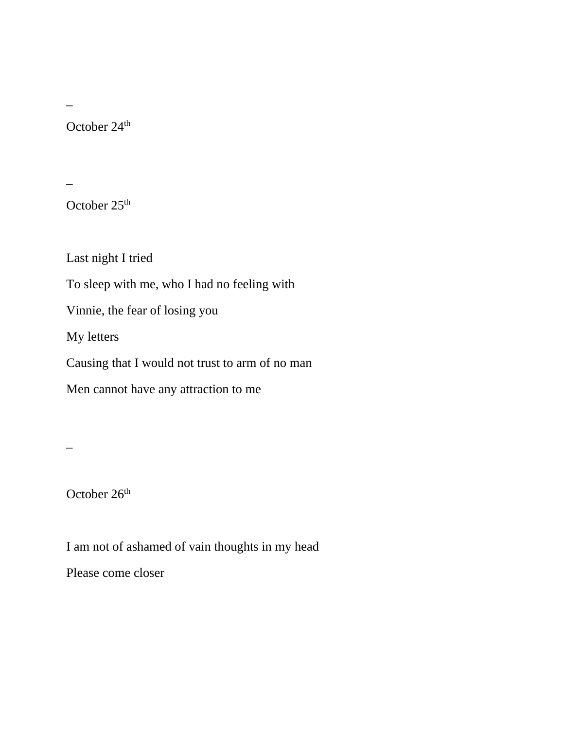–

October 24th

–

October 25th

Last night I tried

To sleep with me, who I had no feeling with

Vinnie, the fear of losing you

My letters

Causing that I would not trust to arm of no man

Men cannot have any attraction to me

–

October 26th

I am not of ashamed of vain thoughts in my head

Please come closer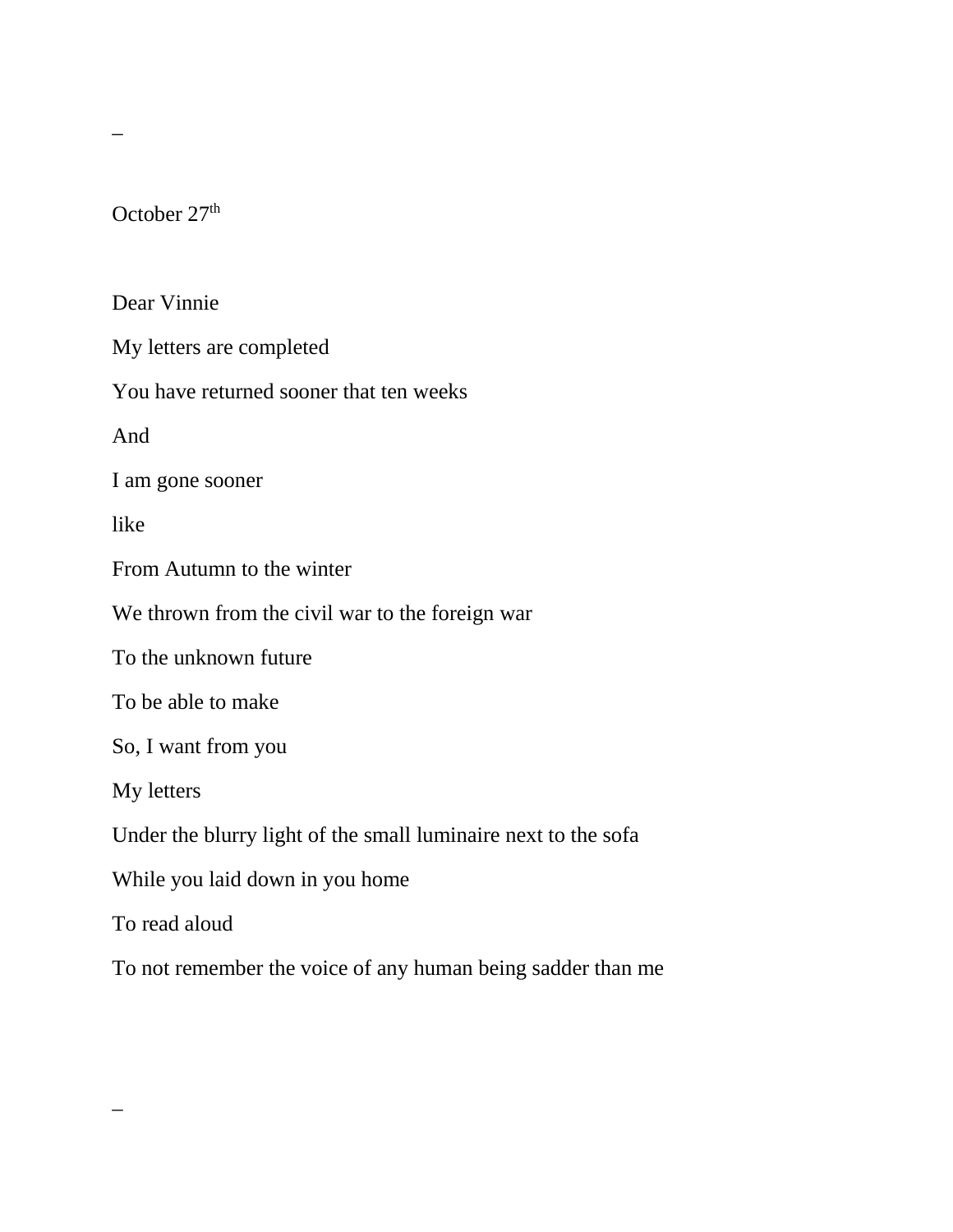–

October 27th

Dear Vinnie

My letters are completed

You have returned sooner that ten weeks

And

I am gone sooner

like

From Autumn to the winter

We thrown from the civil war to the foreign war

To the unknown future

To be able to make

So, I want from you

My letters

Under the blurry light of the small luminaire next to the sofa

While you laid down in you home

To read aloud

To not remember the voice of any human being sadder than me

–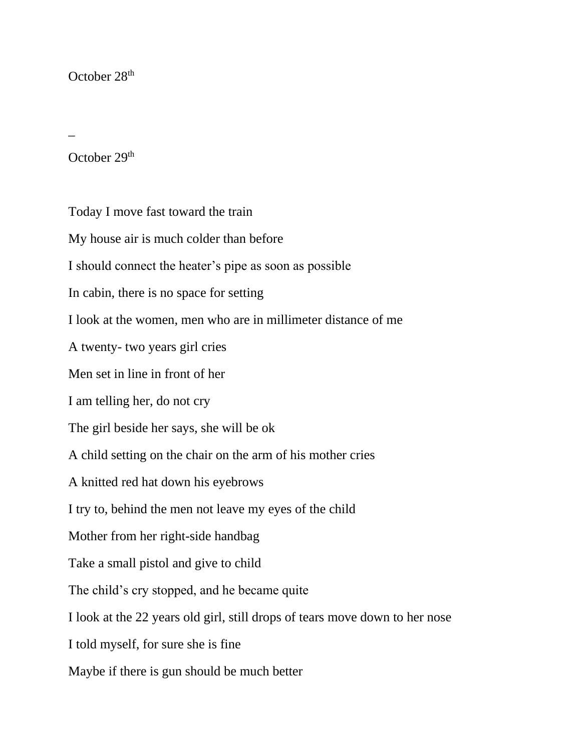October 28$^{th}$

–

October 29$^{th}$

Today I move fast toward the train

My house air is much colder than before

I should connect the heater's pipe as soon as possible

In cabin, there is no space for setting

I look at the women, men who are in millimeter distance of me

A twenty- two years girl cries

Men set in line in front of her

I am telling her, do not cry

The girl beside her says, she will be ok

A child setting on the chair on the arm of his mother cries

A knitted red hat down his eyebrows

I try to, behind the men not leave my eyes of the child

Mother from her right-side handbag

Take a small pistol and give to child

The child's cry stopped, and he became quite

I look at the 22 years old girl, still drops of tears move down to her nose

I told myself, for sure she is fine

Maybe if there is gun should be much better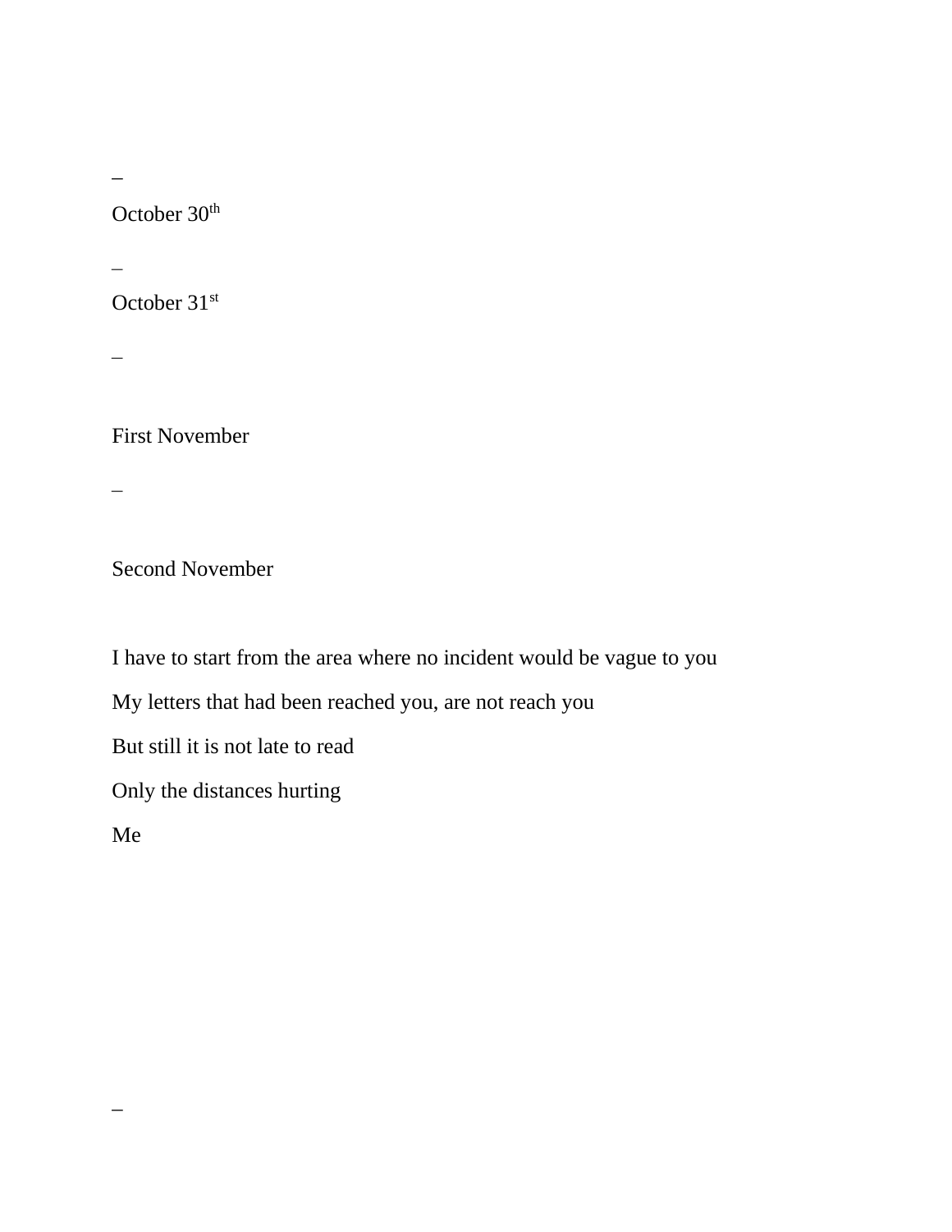_

October 30th

_

October 31st

_

First November

_

Second November

I have to start from the area where no incident would be vague to you

My letters that had been reached you, are not reach you

But still it is not late to read

Only the distances hurting

Me

_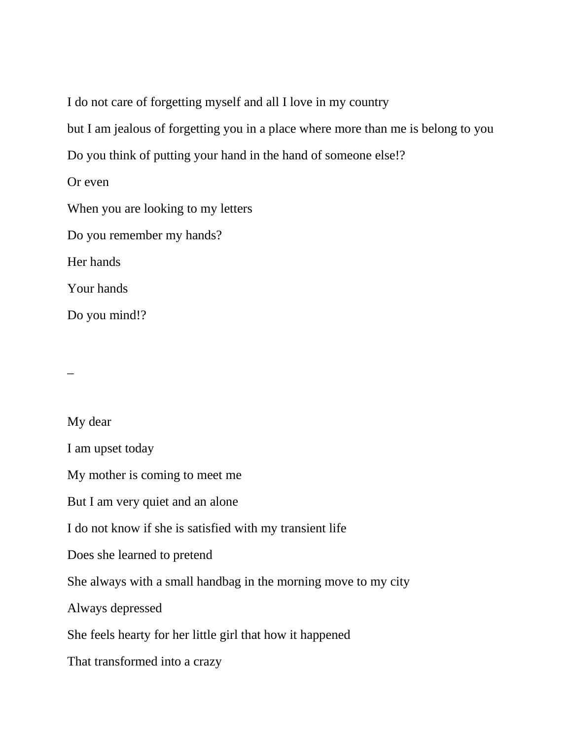I do not care of forgetting myself and all I love in my country

but I am jealous of forgetting you in a place where more than me is belong to you

Do you think of putting your hand in the hand of someone else!?

Or even

When you are looking to my letters

Do you remember my hands?

Her hands

Your hands

Do you mind!?

_

My dear

I am upset today

My mother is coming to meet me

But I am very quiet and an alone

I do not know if she is satisfied with my transient life

Does she learned to pretend

She always with a small handbag in the morning move to my city

Always depressed

She feels hearty for her little girl that how it happened

That transformed into a crazy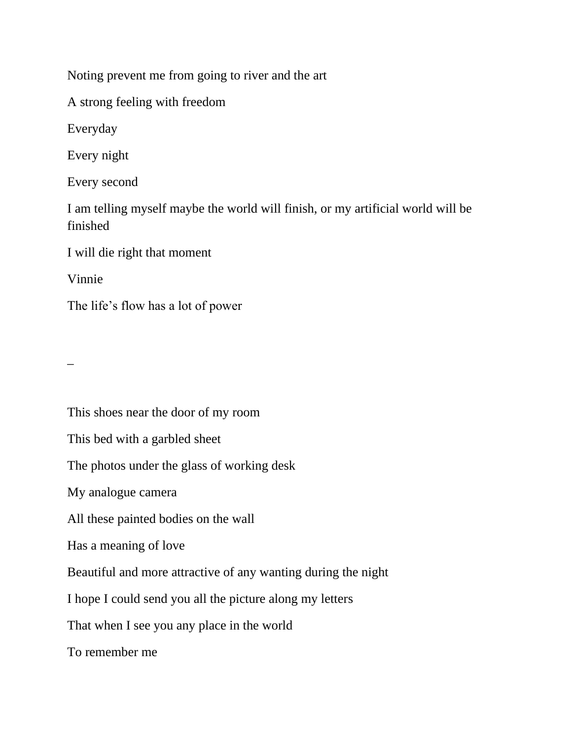Noting prevent me from going to river and the art

A strong feeling with freedom

Everyday

Every night

Every second

I am telling myself maybe the world will finish, or my artificial world will be finished

I will die right that moment

Vinnie

The life's flow has a lot of power

–

This shoes near the door of my room

This bed with a garbled sheet

The photos under the glass of working desk

My analogue camera

All these painted bodies on the wall

Has a meaning of love

Beautiful and more attractive of any wanting during the night

I hope I could send you all the picture along my letters

That when I see you any place in the world

To remember me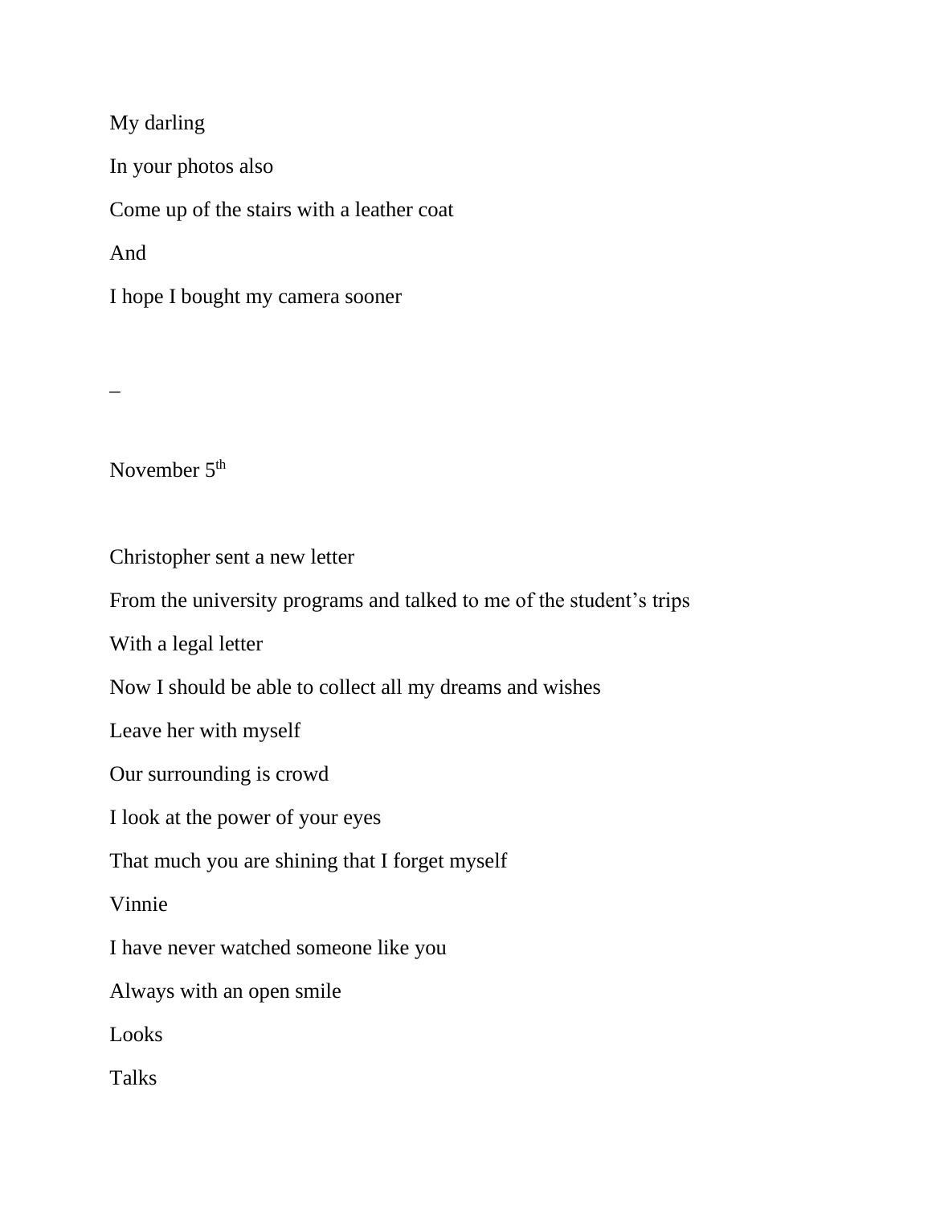My darling

In your photos also

Come up of the stairs with a leather coat

And

I hope I bought my camera sooner

–

November 5th

Christopher sent a new letter

From the university programs and talked to me of the student's trips

With a legal letter

Now I should be able to collect all my dreams and wishes

Leave her with myself

Our surrounding is crowd

I look at the power of your eyes

That much you are shining that I forget myself

Vinnie

I have never watched someone like you

Always with an open smile

Looks

Talks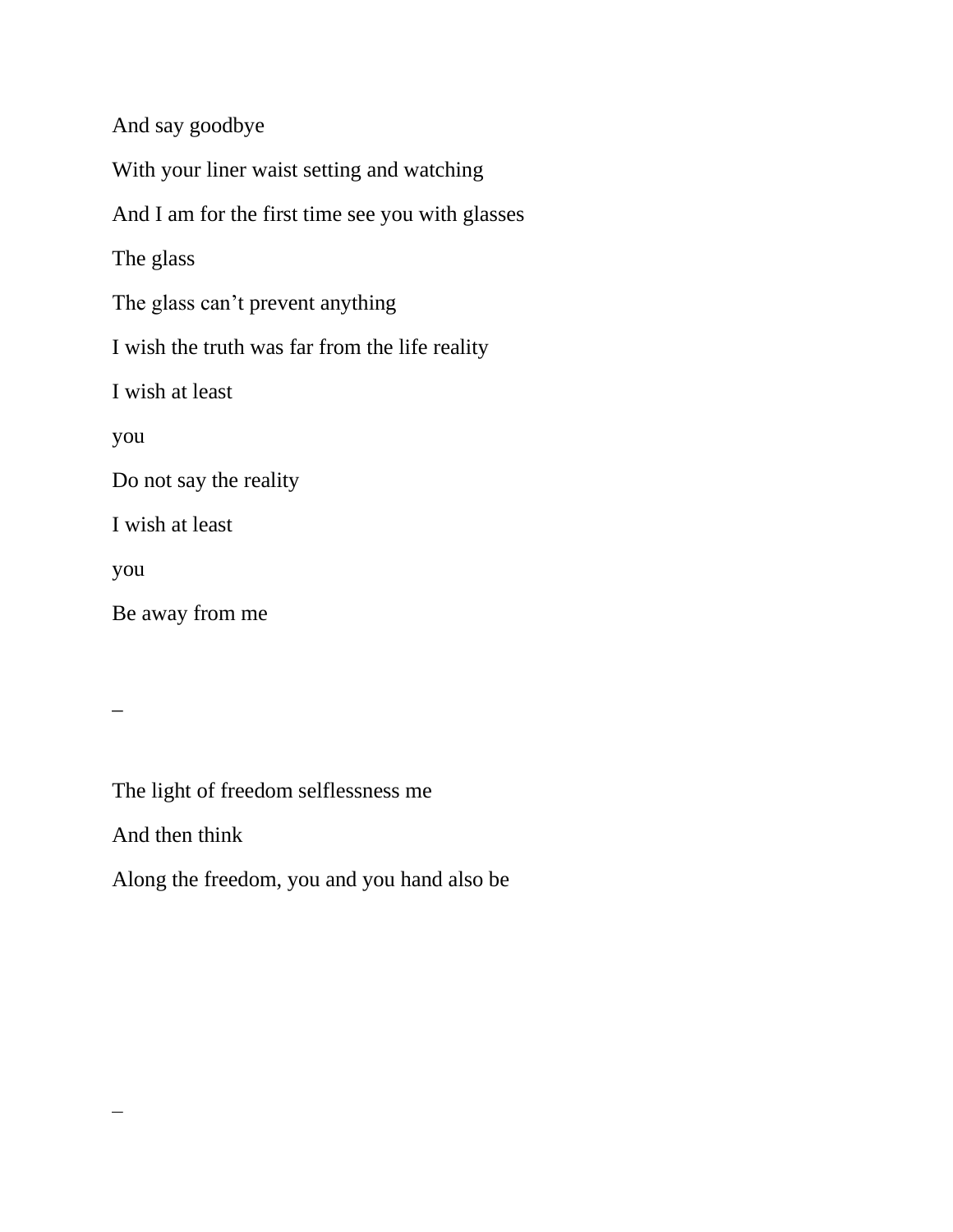And say goodbye

With your liner waist setting and watching

And I am for the first time see you with glasses

The glass

The glass can't prevent anything

I wish the truth was far from the life reality

I wish at least

you

Do not say the reality

I wish at least

you

Be away from me

–

The light of freedom selflessness me

And then think

Along the freedom, you and you hand also be

–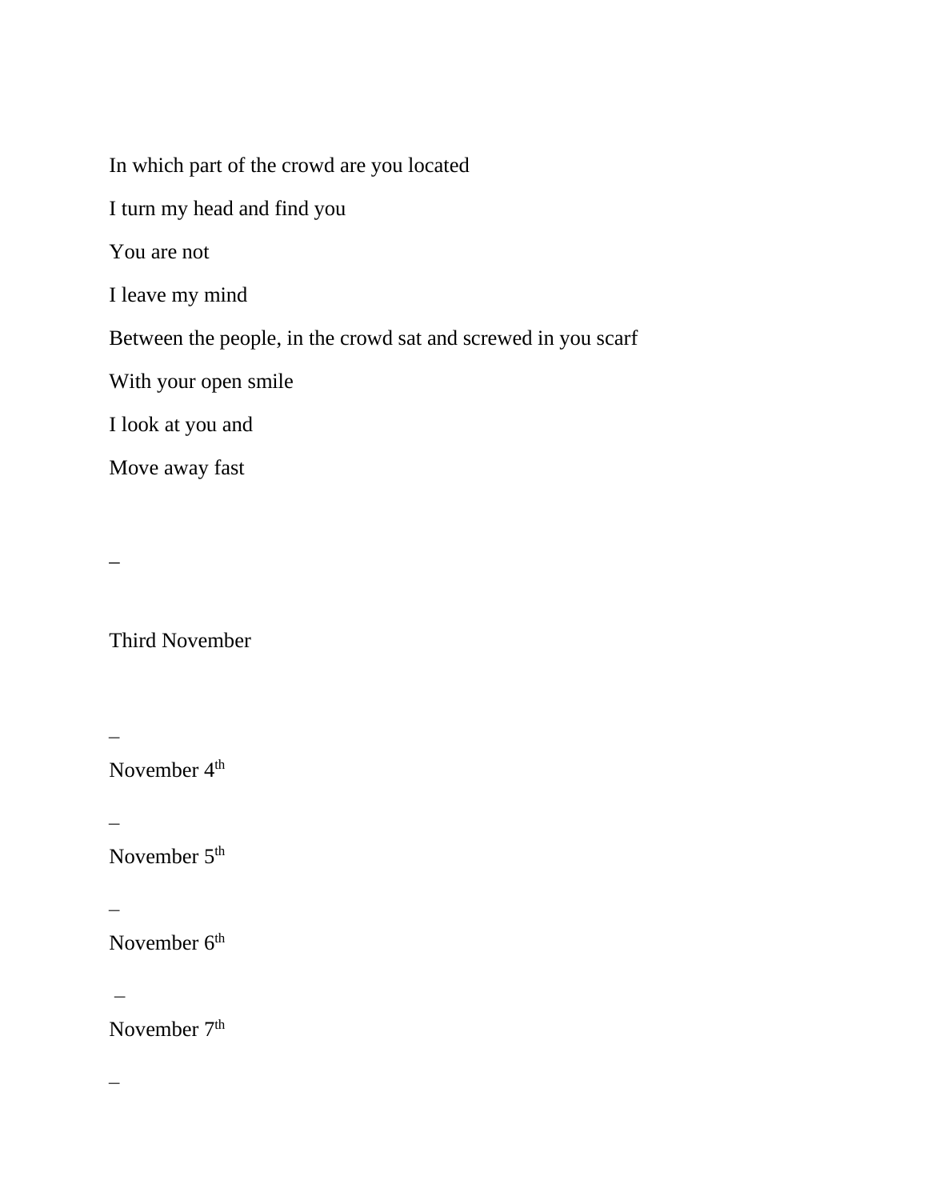In which part of the crowd are you located

I turn my head and find you

You are not

I leave my mind

Between the people, in the crowd sat and screwed in you scarf

With your open smile

I look at you and

Move away fast

–

Third November

–

November 4th

–

November 5th

–

November 6th

–

November 7th

–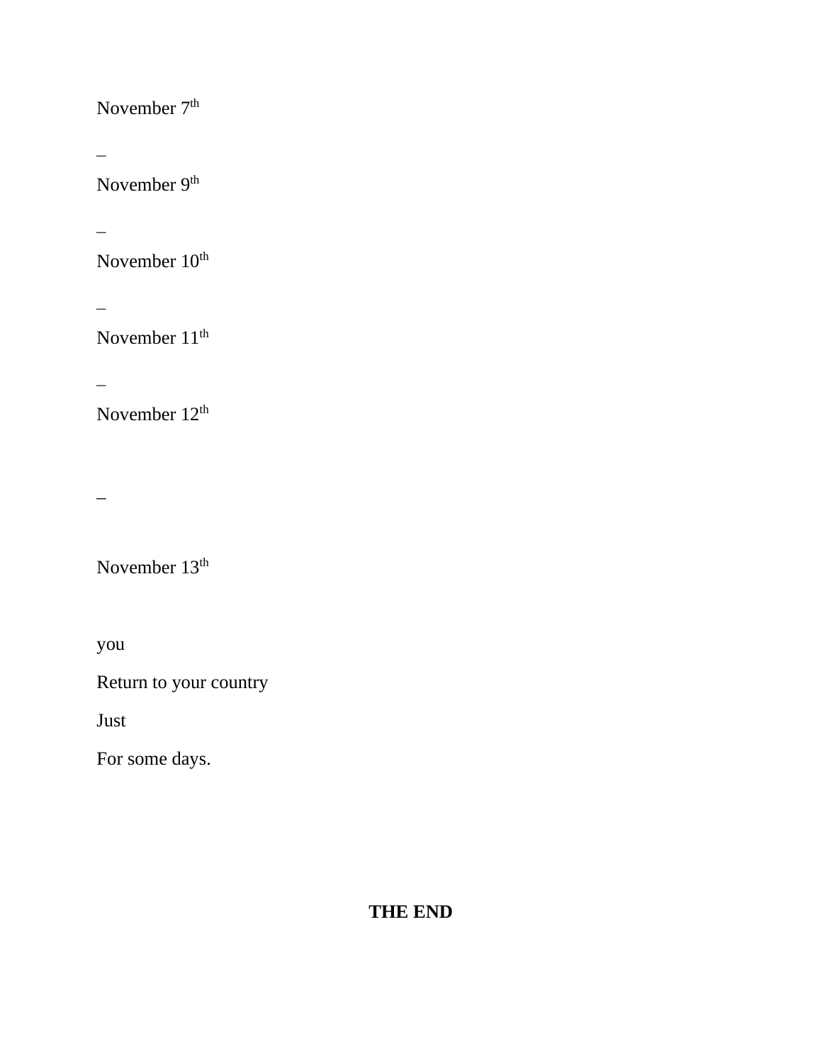November 7th

–

November 9th

–

November 10th

–

November 11th

–

November 12th

–

November 13th

you

Return to your country

Just

For some days.

**THE END**